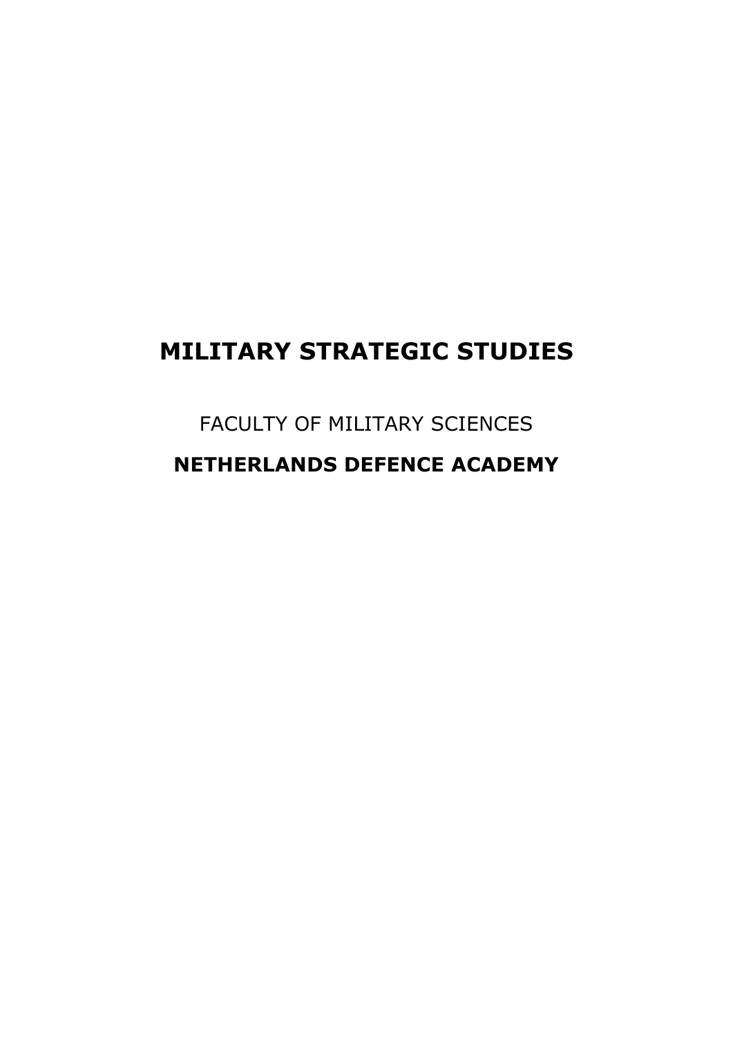# MILITARY STRATEGIC STUDIES

FACULTY OF MILITARY SCIENCES

**NETHERLANDS DEFENCE ACADEMY**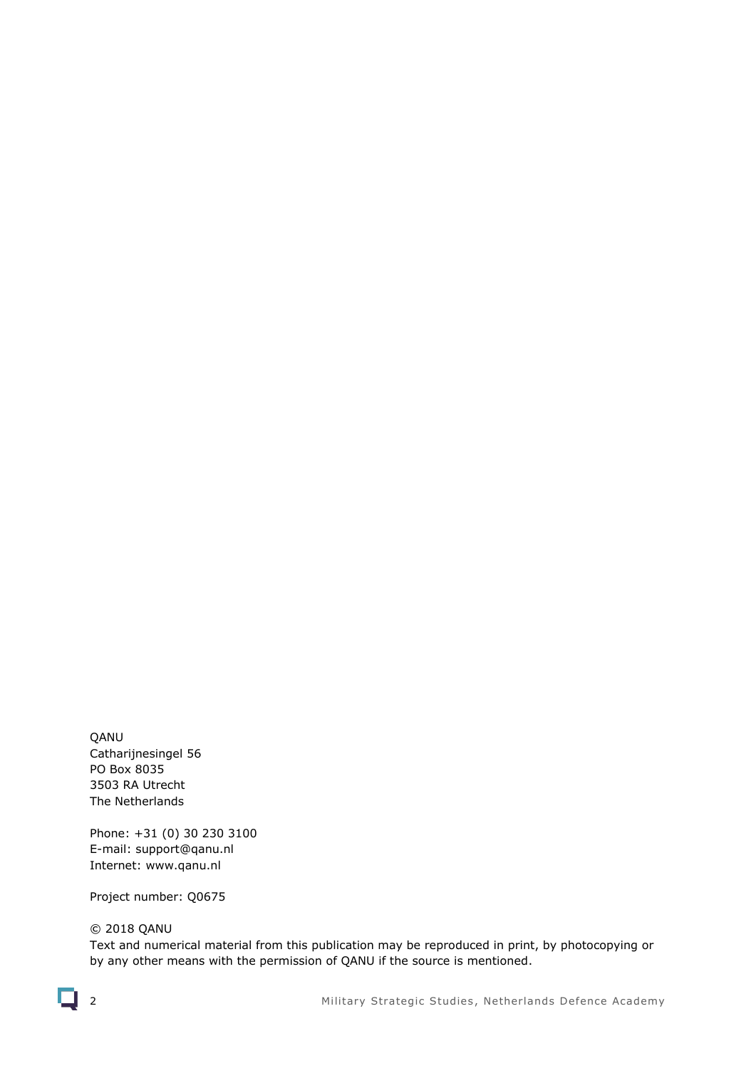QANU
Catharijnesingel 56
PO Box 8035
3503 RA Utrecht
The Netherlands

Phone: +31 (0) 30 230 3100
E-mail: support@qanu.nl
Internet: www.qanu.nl

Project number: Q0675

© 2018 QANU
Text and numerical material from this publication may be reproduced in print, by photocopying or by any other means with the permission of QANU if the source is mentioned.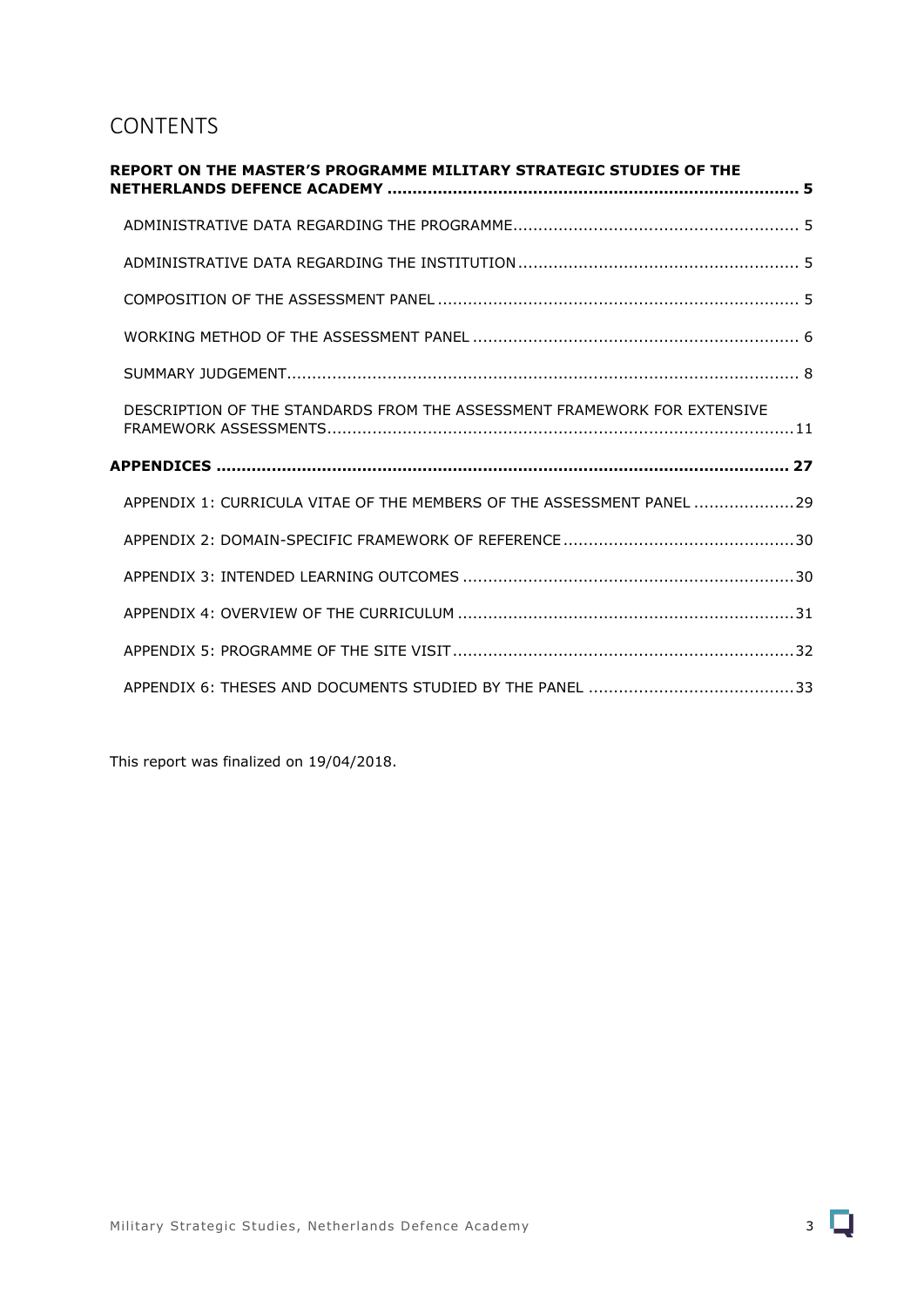# CONTENTS

**REPORT ON THE MASTER'S PROGRAMME MILITARY STRATEGIC STUDIES OF THE NETHERLANDS DEFENCE ACADEMY .................................................................................. 5**

- ADMINISTRATIVE DATA REGARDING THE PROGRAMME......................................................... 5
- ADMINISTRATIVE DATA REGARDING THE INSTITUTION ....................................................... 5
- COMPOSITION OF THE ASSESSMENT PANEL ....................................................................... 5
- WORKING METHOD OF THE ASSESSMENT PANEL ................................................................ 6
- SUMMARY JUDGEMENT...................................................................................................... 8
- DESCRIPTION OF THE STANDARDS FROM THE ASSESSMENT FRAMEWORK FOR EXTENSIVE FRAMEWORK ASSESSMENTS............................................................................................11

**APPENDICES ................................................................................................................ 27**

- APPENDIX 1: CURRICULA VITAE OF THE MEMBERS OF THE ASSESSMENT PANEL ....................29
- APPENDIX 2: DOMAIN-SPECIFIC FRAMEWORK OF REFERENCE .............................................30
- APPENDIX 3: INTENDED LEARNING OUTCOMES ..................................................................30
- APPENDIX 4: OVERVIEW OF THE CURRICULUM ...................................................................31
- APPENDIX 5: PROGRAMME OF THE SITE VISIT ....................................................................32
- APPENDIX 6: THESES AND DOCUMENTS STUDIED BY THE PANEL .........................................33

This report was finalized on 19/04/2018.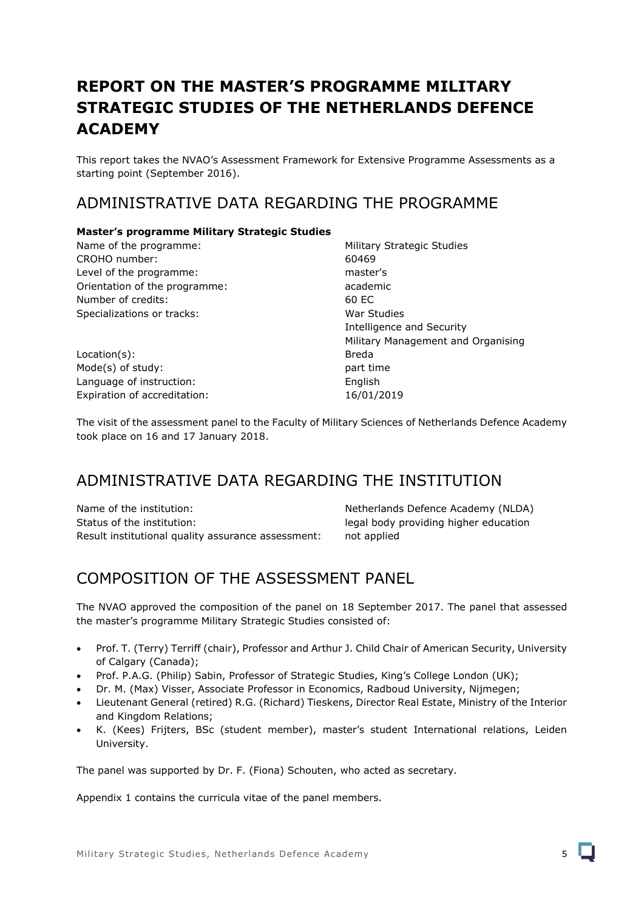# REPORT ON THE MASTER'S PROGRAMME MILITARY STRATEGIC STUDIES OF THE NETHERLANDS DEFENCE ACADEMY

This report takes the NVAO's Assessment Framework for Extensive Programme Assessments as a starting point (September 2016).

## ADMINISTRATIVE DATA REGARDING THE PROGRAMME

**Master's programme Military Strategic Studies**

| | |
|---|---|
| Name of the programme: | Military Strategic Studies |
| CROHO number: | 60469 |
| Level of the programme: | master's |
| Orientation of the programme: | academic |
| Number of credits: | 60 EC |
| Specializations or tracks: | War Studies<br>Intelligence and Security<br>Military Management and Organising |
| Location(s): | Breda |
| Mode(s) of study: | part time |
| Language of instruction: | English |
| Expiration of accreditation: | 16/01/2019 |

The visit of the assessment panel to the Faculty of Military Sciences of Netherlands Defence Academy took place on 16 and 17 January 2018.

## ADMINISTRATIVE DATA REGARDING THE INSTITUTION

| | |
|---|---|
| Name of the institution: | Netherlands Defence Academy (NLDA) |
| Status of the institution: | legal body providing higher education |
| Result institutional quality assurance assessment: | not applied |

## COMPOSITION OF THE ASSESSMENT PANEL

The NVAO approved the composition of the panel on 18 September 2017. The panel that assessed the master's programme Military Strategic Studies consisted of:

- Prof. T. (Terry) Terriff (chair), Professor and Arthur J. Child Chair of American Security, University of Calgary (Canada);
- Prof. P.A.G. (Philip) Sabin, Professor of Strategic Studies, King's College London (UK);
- Dr. M. (Max) Visser, Associate Professor in Economics, Radboud University, Nijmegen;
- Lieutenant General (retired) R.G. (Richard) Tieskens, Director Real Estate, Ministry of the Interior and Kingdom Relations;
- K. (Kees) Frijters, BSc (student member), master's student International relations, Leiden University.

The panel was supported by Dr. F. (Fiona) Schouten, who acted as secretary.

Appendix 1 contains the curricula vitae of the panel members.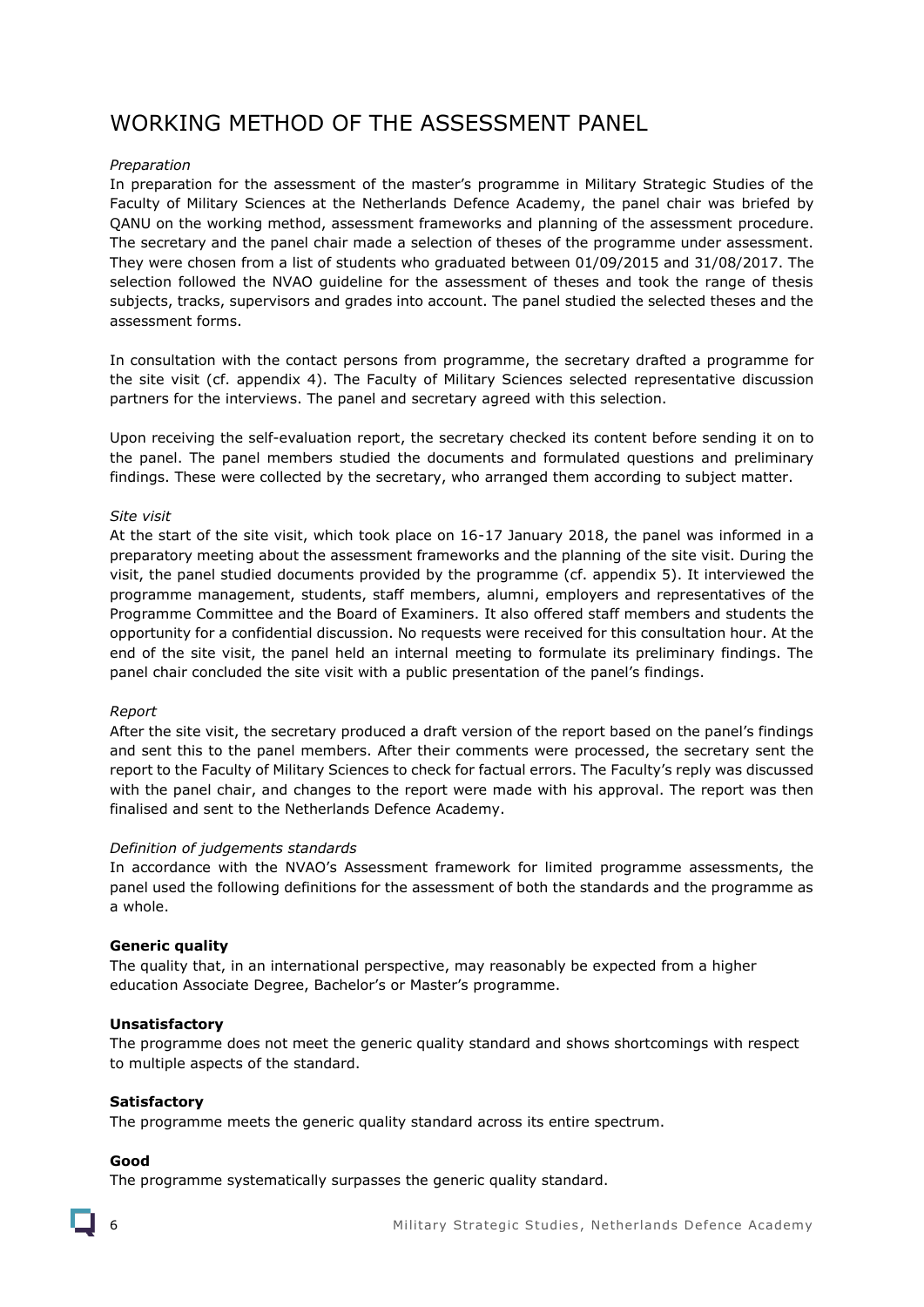# WORKING METHOD OF THE ASSESSMENT PANEL

*Preparation*

In preparation for the assessment of the master's programme in Military Strategic Studies of the Faculty of Military Sciences at the Netherlands Defence Academy, the panel chair was briefed by QANU on the working method, assessment frameworks and planning of the assessment procedure. The secretary and the panel chair made a selection of theses of the programme under assessment. They were chosen from a list of students who graduated between 01/09/2015 and 31/08/2017. The selection followed the NVAO guideline for the assessment of theses and took the range of thesis subjects, tracks, supervisors and grades into account. The panel studied the selected theses and the assessment forms.

In consultation with the contact persons from programme, the secretary drafted a programme for the site visit (cf. appendix 4). The Faculty of Military Sciences selected representative discussion partners for the interviews. The panel and secretary agreed with this selection.

Upon receiving the self-evaluation report, the secretary checked its content before sending it on to the panel. The panel members studied the documents and formulated questions and preliminary findings. These were collected by the secretary, who arranged them according to subject matter.

*Site visit*

At the start of the site visit, which took place on 16-17 January 2018, the panel was informed in a preparatory meeting about the assessment frameworks and the planning of the site visit. During the visit, the panel studied documents provided by the programme (cf. appendix 5). It interviewed the programme management, students, staff members, alumni, employers and representatives of the Programme Committee and the Board of Examiners. It also offered staff members and students the opportunity for a confidential discussion. No requests were received for this consultation hour. At the end of the site visit, the panel held an internal meeting to formulate its preliminary findings. The panel chair concluded the site visit with a public presentation of the panel's findings.

*Report*

After the site visit, the secretary produced a draft version of the report based on the panel's findings and sent this to the panel members. After their comments were processed, the secretary sent the report to the Faculty of Military Sciences to check for factual errors. The Faculty's reply was discussed with the panel chair, and changes to the report were made with his approval. The report was then finalised and sent to the Netherlands Defence Academy.

*Definition of judgements standards*

In accordance with the NVAO's Assessment framework for limited programme assessments, the panel used the following definitions for the assessment of both the standards and the programme as a whole.

**Generic quality**

The quality that, in an international perspective, may reasonably be expected from a higher education Associate Degree, Bachelor's or Master's programme.

**Unsatisfactory**

The programme does not meet the generic quality standard and shows shortcomings with respect to multiple aspects of the standard.

**Satisfactory**

The programme meets the generic quality standard across its entire spectrum.

**Good**

The programme systematically surpasses the generic quality standard.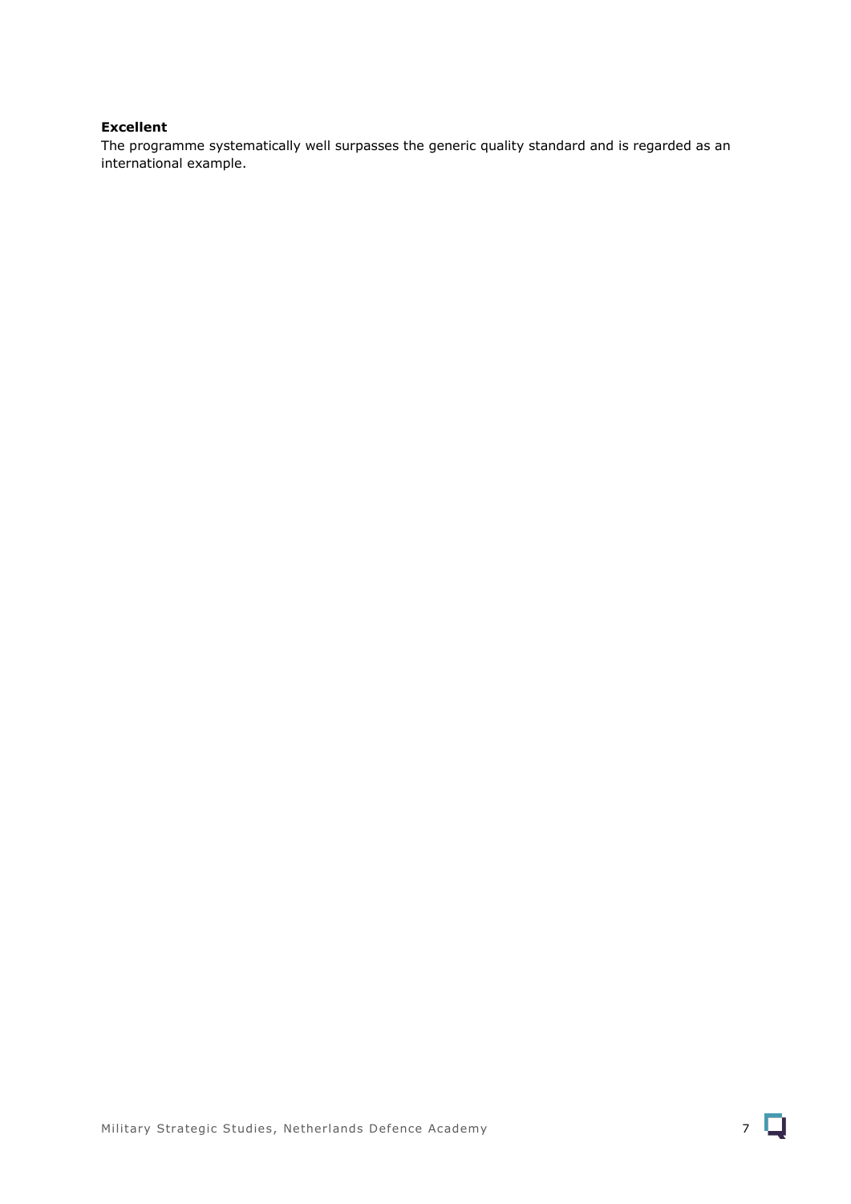**Excellent**
The programme systematically well surpasses the generic quality standard and is regarded as an international example.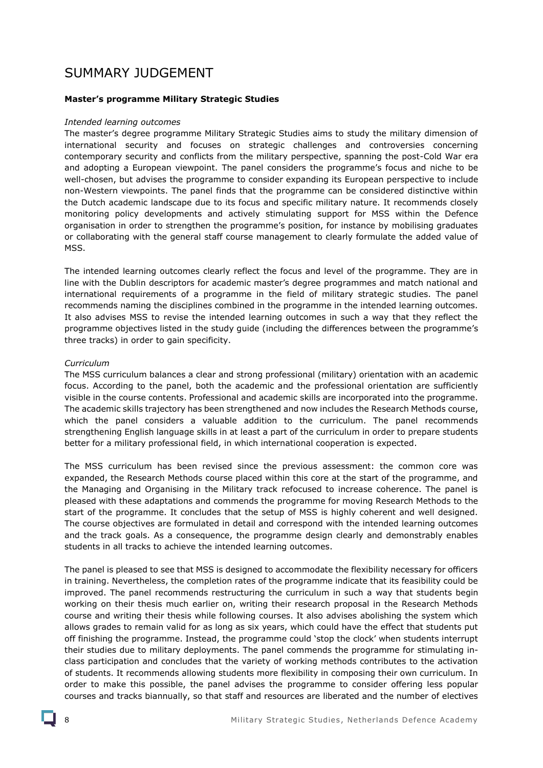# SUMMARY JUDGEMENT

**Master's programme Military Strategic Studies**

*Intended learning outcomes*

The master's degree programme Military Strategic Studies aims to study the military dimension of international security and focuses on strategic challenges and controversies concerning contemporary security and conflicts from the military perspective, spanning the post-Cold War era and adopting a European viewpoint. The panel considers the programme's focus and niche to be well-chosen, but advises the programme to consider expanding its European perspective to include non-Western viewpoints. The panel finds that the programme can be considered distinctive within the Dutch academic landscape due to its focus and specific military nature. It recommends closely monitoring policy developments and actively stimulating support for MSS within the Defence organisation in order to strengthen the programme's position, for instance by mobilising graduates or collaborating with the general staff course management to clearly formulate the added value of MSS.

The intended learning outcomes clearly reflect the focus and level of the programme. They are in line with the Dublin descriptors for academic master's degree programmes and match national and international requirements of a programme in the field of military strategic studies. The panel recommends naming the disciplines combined in the programme in the intended learning outcomes. It also advises MSS to revise the intended learning outcomes in such a way that they reflect the programme objectives listed in the study guide (including the differences between the programme's three tracks) in order to gain specificity.

*Curriculum*

The MSS curriculum balances a clear and strong professional (military) orientation with an academic focus. According to the panel, both the academic and the professional orientation are sufficiently visible in the course contents. Professional and academic skills are incorporated into the programme. The academic skills trajectory has been strengthened and now includes the Research Methods course, which the panel considers a valuable addition to the curriculum. The panel recommends strengthening English language skills in at least a part of the curriculum in order to prepare students better for a military professional field, in which international cooperation is expected.

The MSS curriculum has been revised since the previous assessment: the common core was expanded, the Research Methods course placed within this core at the start of the programme, and the Managing and Organising in the Military track refocused to increase coherence. The panel is pleased with these adaptations and commends the programme for moving Research Methods to the start of the programme. It concludes that the setup of MSS is highly coherent and well designed. The course objectives are formulated in detail and correspond with the intended learning outcomes and the track goals. As a consequence, the programme design clearly and demonstrably enables students in all tracks to achieve the intended learning outcomes.

The panel is pleased to see that MSS is designed to accommodate the flexibility necessary for officers in training. Nevertheless, the completion rates of the programme indicate that its feasibility could be improved. The panel recommends restructuring the curriculum in such a way that students begin working on their thesis much earlier on, writing their research proposal in the Research Methods course and writing their thesis while following courses. It also advises abolishing the system which allows grades to remain valid for as long as six years, which could have the effect that students put off finishing the programme. Instead, the programme could 'stop the clock' when students interrupt their studies due to military deployments. The panel commends the programme for stimulating in-class participation and concludes that the variety of working methods contributes to the activation of students. It recommends allowing students more flexibility in composing their own curriculum. In order to make this possible, the panel advises the programme to consider offering less popular courses and tracks biannually, so that staff and resources are liberated and the number of electives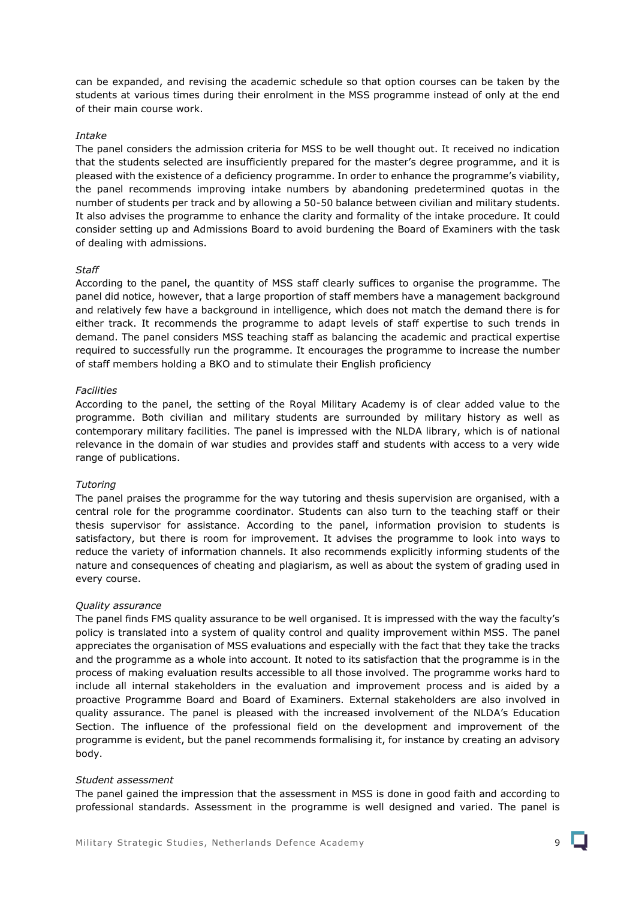can be expanded, and revising the academic schedule so that option courses can be taken by the students at various times during their enrolment in the MSS programme instead of only at the end of their main course work.

*Intake*

The panel considers the admission criteria for MSS to be well thought out. It received no indication that the students selected are insufficiently prepared for the master's degree programme, and it is pleased with the existence of a deficiency programme. In order to enhance the programme's viability, the panel recommends improving intake numbers by abandoning predetermined quotas in the number of students per track and by allowing a 50-50 balance between civilian and military students. It also advises the programme to enhance the clarity and formality of the intake procedure. It could consider setting up and Admissions Board to avoid burdening the Board of Examiners with the task of dealing with admissions.

*Staff*

According to the panel, the quantity of MSS staff clearly suffices to organise the programme. The panel did notice, however, that a large proportion of staff members have a management background and relatively few have a background in intelligence, which does not match the demand there is for either track. It recommends the programme to adapt levels of staff expertise to such trends in demand. The panel considers MSS teaching staff as balancing the academic and practical expertise required to successfully run the programme. It encourages the programme to increase the number of staff members holding a BKO and to stimulate their English proficiency

*Facilities*

According to the panel, the setting of the Royal Military Academy is of clear added value to the programme. Both civilian and military students are surrounded by military history as well as contemporary military facilities. The panel is impressed with the NLDA library, which is of national relevance in the domain of war studies and provides staff and students with access to a very wide range of publications.

*Tutoring*

The panel praises the programme for the way tutoring and thesis supervision are organised, with a central role for the programme coordinator. Students can also turn to the teaching staff or their thesis supervisor for assistance. According to the panel, information provision to students is satisfactory, but there is room for improvement. It advises the programme to look into ways to reduce the variety of information channels. It also recommends explicitly informing students of the nature and consequences of cheating and plagiarism, as well as about the system of grading used in every course.

*Quality assurance*

The panel finds FMS quality assurance to be well organised. It is impressed with the way the faculty's policy is translated into a system of quality control and quality improvement within MSS. The panel appreciates the organisation of MSS evaluations and especially with the fact that they take the tracks and the programme as a whole into account. It noted to its satisfaction that the programme is in the process of making evaluation results accessible to all those involved. The programme works hard to include all internal stakeholders in the evaluation and improvement process and is aided by a proactive Programme Board and Board of Examiners. External stakeholders are also involved in quality assurance. The panel is pleased with the increased involvement of the NLDA's Education Section. The influence of the professional field on the development and improvement of the programme is evident, but the panel recommends formalising it, for instance by creating an advisory body.

*Student assessment*

The panel gained the impression that the assessment in MSS is done in good faith and according to professional standards. Assessment in the programme is well designed and varied. The panel is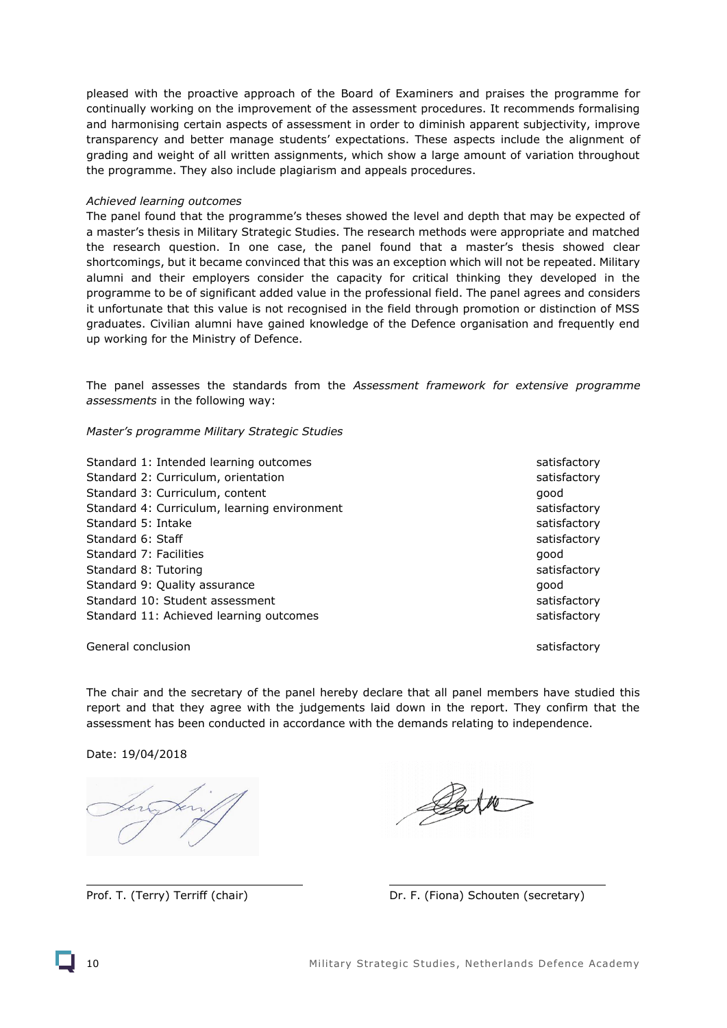pleased with the proactive approach of the Board of Examiners and praises the programme for continually working on the improvement of the assessment procedures. It recommends formalising and harmonising certain aspects of assessment in order to diminish apparent subjectivity, improve transparency and better manage students' expectations. These aspects include the alignment of grading and weight of all written assignments, which show a large amount of variation throughout the programme. They also include plagiarism and appeals procedures.

*Achieved learning outcomes*

The panel found that the programme's theses showed the level and depth that may be expected of a master's thesis in Military Strategic Studies. The research methods were appropriate and matched the research question. In one case, the panel found that a master's thesis showed clear shortcomings, but it became convinced that this was an exception which will not be repeated. Military alumni and their employers consider the capacity for critical thinking they developed in the programme to be of significant added value in the professional field. The panel agrees and considers it unfortunate that this value is not recognised in the field through promotion or distinction of MSS graduates. Civilian alumni have gained knowledge of the Defence organisation and frequently end up working for the Ministry of Defence.

The panel assesses the standards from the *Assessment framework for extensive programme assessments* in the following way:

*Master's programme Military Strategic Studies*

| | |
|---|---|
| Standard 1: Intended learning outcomes | satisfactory |
| Standard 2: Curriculum, orientation | satisfactory |
| Standard 3: Curriculum, content | good |
| Standard 4: Curriculum, learning environment | satisfactory |
| Standard 5: Intake | satisfactory |
| Standard 6: Staff | satisfactory |
| Standard 7: Facilities | good |
| Standard 8: Tutoring | satisfactory |
| Standard 9: Quality assurance | good |
| Standard 10: Student assessment | satisfactory |
| Standard 11: Achieved learning outcomes | satisfactory |
| | |
| General conclusion | satisfactory |

The chair and the secretary of the panel hereby declare that all panel members have studied this report and that they agree with the judgements laid down in the report. They confirm that the assessment has been conducted in accordance with the demands relating to independence.

Date: 19/04/2018

Prof. T. (Terry) Terriff (chair)

Dr. F. (Fiona) Schouten (secretary)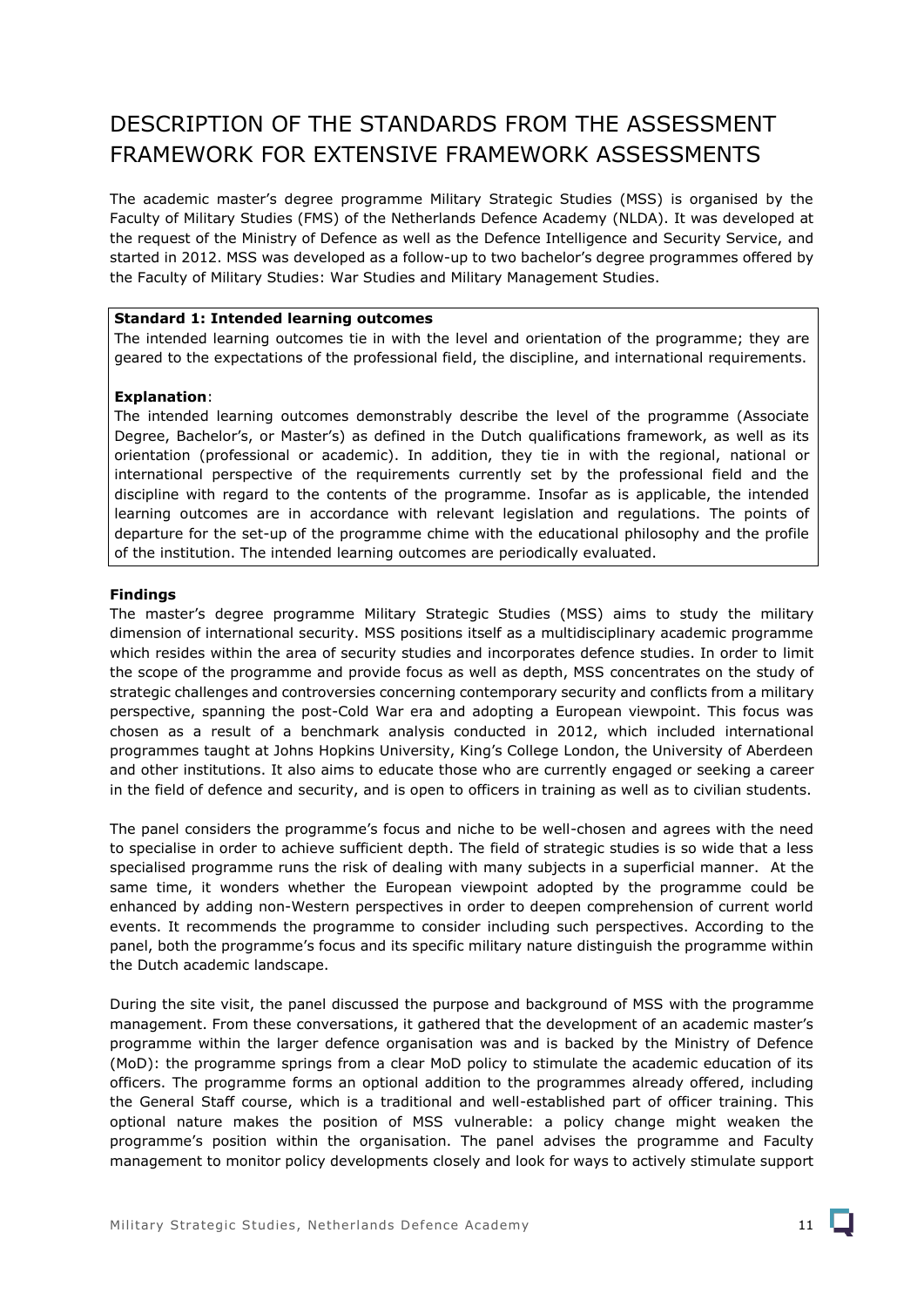# DESCRIPTION OF THE STANDARDS FROM THE ASSESSMENT FRAMEWORK FOR EXTENSIVE FRAMEWORK ASSESSMENTS

The academic master's degree programme Military Strategic Studies (MSS) is organised by the Faculty of Military Studies (FMS) of the Netherlands Defence Academy (NLDA). It was developed at the request of the Ministry of Defence as well as the Defence Intelligence and Security Service, and started in 2012. MSS was developed as a follow-up to two bachelor's degree programmes offered by the Faculty of Military Studies: War Studies and Military Management Studies.

**Standard 1: Intended learning outcomes**
The intended learning outcomes tie in with the level and orientation of the programme; they are geared to the expectations of the professional field, the discipline, and international requirements.

**Explanation**:
The intended learning outcomes demonstrably describe the level of the programme (Associate Degree, Bachelor's, or Master's) as defined in the Dutch qualifications framework, as well as its orientation (professional or academic). In addition, they tie in with the regional, national or international perspective of the requirements currently set by the professional field and the discipline with regard to the contents of the programme. Insofar as is applicable, the intended learning outcomes are in accordance with relevant legislation and regulations. The points of departure for the set-up of the programme chime with the educational philosophy and the profile of the institution. The intended learning outcomes are periodically evaluated.

**Findings**
The master's degree programme Military Strategic Studies (MSS) aims to study the military dimension of international security. MSS positions itself as a multidisciplinary academic programme which resides within the area of security studies and incorporates defence studies. In order to limit the scope of the programme and provide focus as well as depth, MSS concentrates on the study of strategic challenges and controversies concerning contemporary security and conflicts from a military perspective, spanning the post-Cold War era and adopting a European viewpoint. This focus was chosen as a result of a benchmark analysis conducted in 2012, which included international programmes taught at Johns Hopkins University, King's College London, the University of Aberdeen and other institutions. It also aims to educate those who are currently engaged or seeking a career in the field of defence and security, and is open to officers in training as well as to civilian students.

The panel considers the programme's focus and niche to be well-chosen and agrees with the need to specialise in order to achieve sufficient depth. The field of strategic studies is so wide that a less specialised programme runs the risk of dealing with many subjects in a superficial manner. At the same time, it wonders whether the European viewpoint adopted by the programme could be enhanced by adding non-Western perspectives in order to deepen comprehension of current world events. It recommends the programme to consider including such perspectives. According to the panel, both the programme's focus and its specific military nature distinguish the programme within the Dutch academic landscape.

During the site visit, the panel discussed the purpose and background of MSS with the programme management. From these conversations, it gathered that the development of an academic master's programme within the larger defence organisation was and is backed by the Ministry of Defence (MoD): the programme springs from a clear MoD policy to stimulate the academic education of its officers. The programme forms an optional addition to the programmes already offered, including the General Staff course, which is a traditional and well-established part of officer training. This optional nature makes the position of MSS vulnerable: a policy change might weaken the programme's position within the organisation. The panel advises the programme and Faculty management to monitor policy developments closely and look for ways to actively stimulate support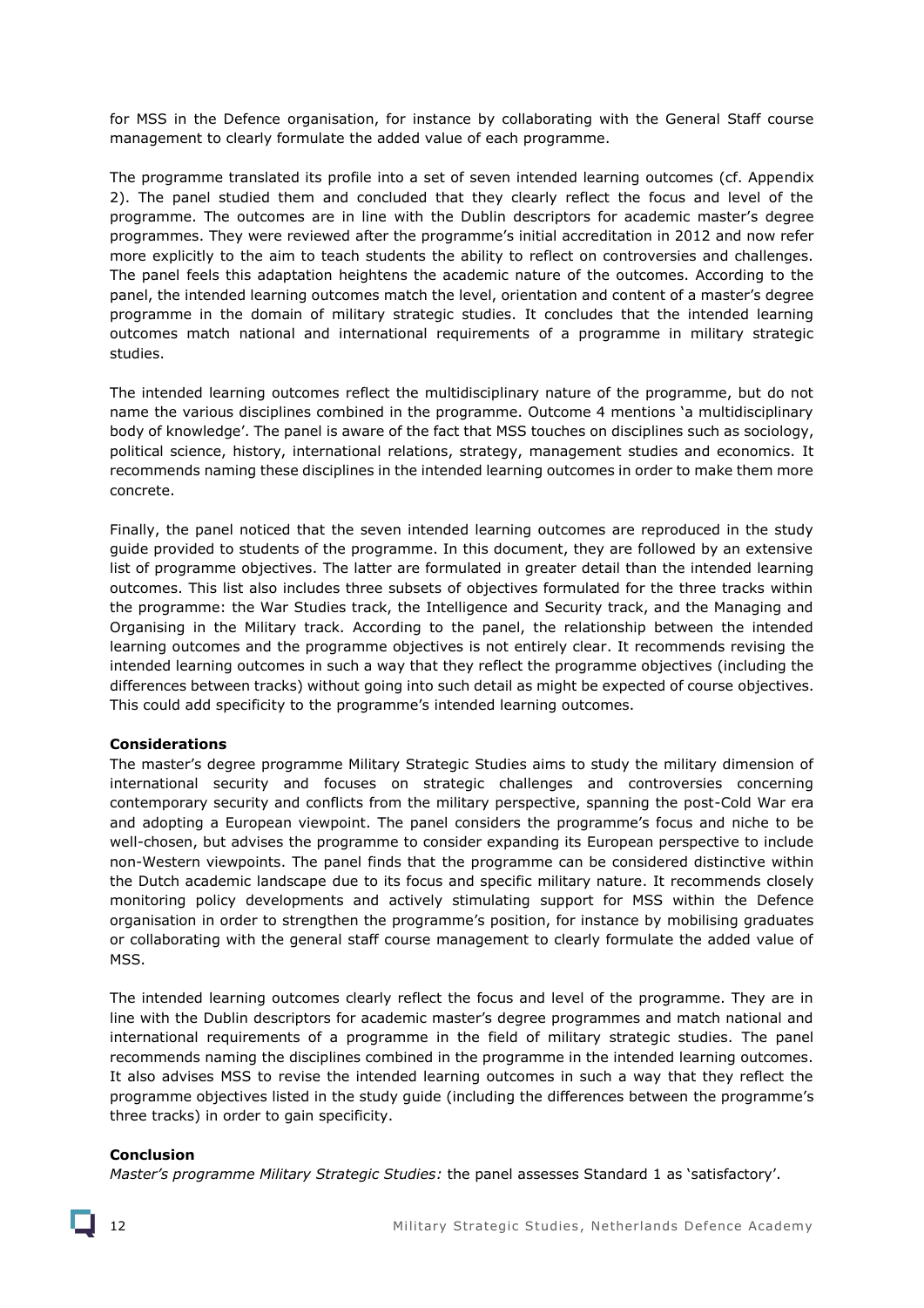for MSS in the Defence organisation, for instance by collaborating with the General Staff course management to clearly formulate the added value of each programme.

The programme translated its profile into a set of seven intended learning outcomes (cf. Appendix 2). The panel studied them and concluded that they clearly reflect the focus and level of the programme. The outcomes are in line with the Dublin descriptors for academic master's degree programmes. They were reviewed after the programme's initial accreditation in 2012 and now refer more explicitly to the aim to teach students the ability to reflect on controversies and challenges. The panel feels this adaptation heightens the academic nature of the outcomes. According to the panel, the intended learning outcomes match the level, orientation and content of a master's degree programme in the domain of military strategic studies. It concludes that the intended learning outcomes match national and international requirements of a programme in military strategic studies.

The intended learning outcomes reflect the multidisciplinary nature of the programme, but do not name the various disciplines combined in the programme. Outcome 4 mentions 'a multidisciplinary body of knowledge'. The panel is aware of the fact that MSS touches on disciplines such as sociology, political science, history, international relations, strategy, management studies and economics. It recommends naming these disciplines in the intended learning outcomes in order to make them more concrete.

Finally, the panel noticed that the seven intended learning outcomes are reproduced in the study guide provided to students of the programme. In this document, they are followed by an extensive list of programme objectives. The latter are formulated in greater detail than the intended learning outcomes. This list also includes three subsets of objectives formulated for the three tracks within the programme: the War Studies track, the Intelligence and Security track, and the Managing and Organising in the Military track. According to the panel, the relationship between the intended learning outcomes and the programme objectives is not entirely clear. It recommends revising the intended learning outcomes in such a way that they reflect the programme objectives (including the differences between tracks) without going into such detail as might be expected of course objectives. This could add specificity to the programme's intended learning outcomes.

**Considerations**

The master's degree programme Military Strategic Studies aims to study the military dimension of international security and focuses on strategic challenges and controversies concerning contemporary security and conflicts from the military perspective, spanning the post-Cold War era and adopting a European viewpoint. The panel considers the programme's focus and niche to be well-chosen, but advises the programme to consider expanding its European perspective to include non-Western viewpoints. The panel finds that the programme can be considered distinctive within the Dutch academic landscape due to its focus and specific military nature. It recommends closely monitoring policy developments and actively stimulating support for MSS within the Defence organisation in order to strengthen the programme's position, for instance by mobilising graduates or collaborating with the general staff course management to clearly formulate the added value of MSS.

The intended learning outcomes clearly reflect the focus and level of the programme. They are in line with the Dublin descriptors for academic master's degree programmes and match national and international requirements of a programme in the field of military strategic studies. The panel recommends naming the disciplines combined in the programme in the intended learning outcomes. It also advises MSS to revise the intended learning outcomes in such a way that they reflect the programme objectives listed in the study guide (including the differences between the programme's three tracks) in order to gain specificity.

**Conclusion**

*Master's programme Military Strategic Studies:* the panel assesses Standard 1 as 'satisfactory'.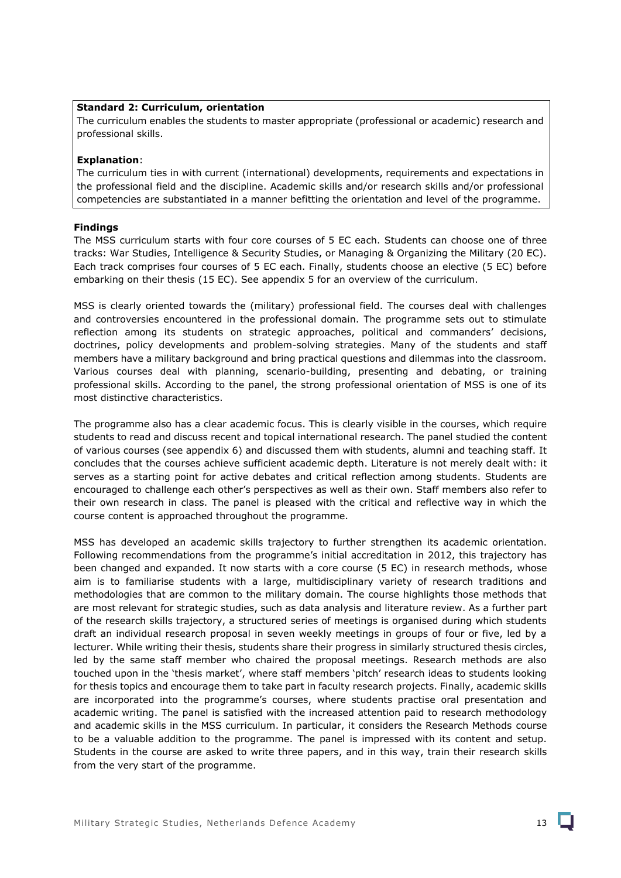**Standard 2: Curriculum, orientation**

The curriculum enables the students to master appropriate (professional or academic) research and professional skills.

**Explanation**:

The curriculum ties in with current (international) developments, requirements and expectations in the professional field and the discipline. Academic skills and/or research skills and/or professional competencies are substantiated in a manner befitting the orientation and level of the programme.

**Findings**

The MSS curriculum starts with four core courses of 5 EC each. Students can choose one of three tracks: War Studies, Intelligence & Security Studies, or Managing & Organizing the Military (20 EC). Each track comprises four courses of 5 EC each. Finally, students choose an elective (5 EC) before embarking on their thesis (15 EC). See appendix 5 for an overview of the curriculum.

MSS is clearly oriented towards the (military) professional field. The courses deal with challenges and controversies encountered in the professional domain. The programme sets out to stimulate reflection among its students on strategic approaches, political and commanders' decisions, doctrines, policy developments and problem-solving strategies. Many of the students and staff members have a military background and bring practical questions and dilemmas into the classroom. Various courses deal with planning, scenario-building, presenting and debating, or training professional skills. According to the panel, the strong professional orientation of MSS is one of its most distinctive characteristics.

The programme also has a clear academic focus. This is clearly visible in the courses, which require students to read and discuss recent and topical international research. The panel studied the content of various courses (see appendix 6) and discussed them with students, alumni and teaching staff. It concludes that the courses achieve sufficient academic depth. Literature is not merely dealt with: it serves as a starting point for active debates and critical reflection among students. Students are encouraged to challenge each other's perspectives as well as their own. Staff members also refer to their own research in class. The panel is pleased with the critical and reflective way in which the course content is approached throughout the programme.

MSS has developed an academic skills trajectory to further strengthen its academic orientation. Following recommendations from the programme's initial accreditation in 2012, this trajectory has been changed and expanded. It now starts with a core course (5 EC) in research methods, whose aim is to familiarise students with a large, multidisciplinary variety of research traditions and methodologies that are common to the military domain. The course highlights those methods that are most relevant for strategic studies, such as data analysis and literature review. As a further part of the research skills trajectory, a structured series of meetings is organised during which students draft an individual research proposal in seven weekly meetings in groups of four or five, led by a lecturer. While writing their thesis, students share their progress in similarly structured thesis circles, led by the same staff member who chaired the proposal meetings. Research methods are also touched upon in the 'thesis market', where staff members 'pitch' research ideas to students looking for thesis topics and encourage them to take part in faculty research projects. Finally, academic skills are incorporated into the programme's courses, where students practise oral presentation and academic writing. The panel is satisfied with the increased attention paid to research methodology and academic skills in the MSS curriculum. In particular, it considers the Research Methods course to be a valuable addition to the programme. The panel is impressed with its content and setup. Students in the course are asked to write three papers, and in this way, train their research skills from the very start of the programme.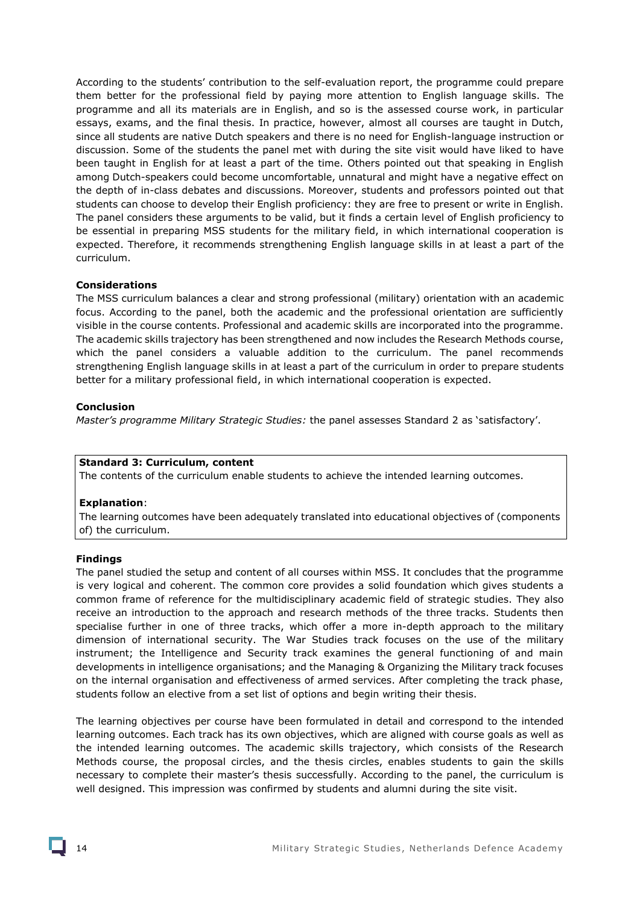According to the students' contribution to the self-evaluation report, the programme could prepare them better for the professional field by paying more attention to English language skills. The programme and all its materials are in English, and so is the assessed course work, in particular essays, exams, and the final thesis. In practice, however, almost all courses are taught in Dutch, since all students are native Dutch speakers and there is no need for English-language instruction or discussion. Some of the students the panel met with during the site visit would have liked to have been taught in English for at least a part of the time. Others pointed out that speaking in English among Dutch-speakers could become uncomfortable, unnatural and might have a negative effect on the depth of in-class debates and discussions. Moreover, students and professors pointed out that students can choose to develop their English proficiency: they are free to present or write in English. The panel considers these arguments to be valid, but it finds a certain level of English proficiency to be essential in preparing MSS students for the military field, in which international cooperation is expected. Therefore, it recommends strengthening English language skills in at least a part of the curriculum.

**Considerations**

The MSS curriculum balances a clear and strong professional (military) orientation with an academic focus. According to the panel, both the academic and the professional orientation are sufficiently visible in the course contents. Professional and academic skills are incorporated into the programme. The academic skills trajectory has been strengthened and now includes the Research Methods course, which the panel considers a valuable addition to the curriculum. The panel recommends strengthening English language skills in at least a part of the curriculum in order to prepare students better for a military professional field, in which international cooperation is expected.

**Conclusion**

*Master's programme Military Strategic Studies:* the panel assesses Standard 2 as 'satisfactory'.

**Standard 3: Curriculum, content**

The contents of the curriculum enable students to achieve the intended learning outcomes.

**Explanation**:

The learning outcomes have been adequately translated into educational objectives of (components of) the curriculum.

**Findings**

The panel studied the setup and content of all courses within MSS. It concludes that the programme is very logical and coherent. The common core provides a solid foundation which gives students a common frame of reference for the multidisciplinary academic field of strategic studies. They also receive an introduction to the approach and research methods of the three tracks. Students then specialise further in one of three tracks, which offer a more in-depth approach to the military dimension of international security. The War Studies track focuses on the use of the military instrument; the Intelligence and Security track examines the general functioning of and main developments in intelligence organisations; and the Managing & Organizing the Military track focuses on the internal organisation and effectiveness of armed services. After completing the track phase, students follow an elective from a set list of options and begin writing their thesis.

The learning objectives per course have been formulated in detail and correspond to the intended learning outcomes. Each track has its own objectives, which are aligned with course goals as well as the intended learning outcomes. The academic skills trajectory, which consists of the Research Methods course, the proposal circles, and the thesis circles, enables students to gain the skills necessary to complete their master's thesis successfully. According to the panel, the curriculum is well designed. This impression was confirmed by students and alumni during the site visit.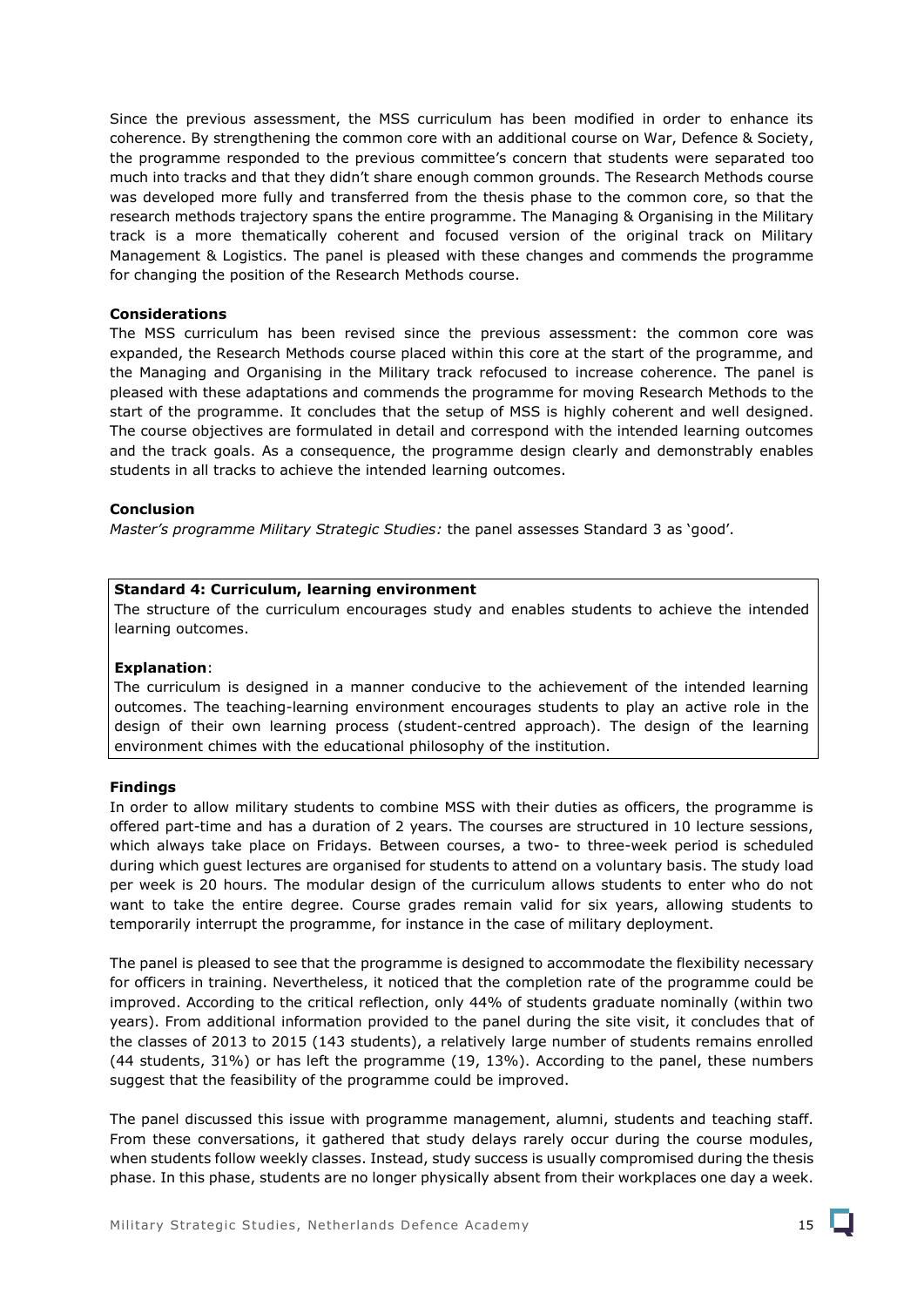Since the previous assessment, the MSS curriculum has been modified in order to enhance its coherence. By strengthening the common core with an additional course on War, Defence & Society, the programme responded to the previous committee's concern that students were separated too much into tracks and that they didn't share enough common grounds. The Research Methods course was developed more fully and transferred from the thesis phase to the common core, so that the research methods trajectory spans the entire programme. The Managing & Organising in the Military track is a more thematically coherent and focused version of the original track on Military Management & Logistics. The panel is pleased with these changes and commends the programme for changing the position of the Research Methods course.

**Considerations**

The MSS curriculum has been revised since the previous assessment: the common core was expanded, the Research Methods course placed within this core at the start of the programme, and the Managing and Organising in the Military track refocused to increase coherence. The panel is pleased with these adaptations and commends the programme for moving Research Methods to the start of the programme. It concludes that the setup of MSS is highly coherent and well designed. The course objectives are formulated in detail and correspond with the intended learning outcomes and the track goals. As a consequence, the programme design clearly and demonstrably enables students in all tracks to achieve the intended learning outcomes.

**Conclusion**

*Master's programme Military Strategic Studies:* the panel assesses Standard 3 as 'good'.

**Standard 4: Curriculum, learning environment**

The structure of the curriculum encourages study and enables students to achieve the intended learning outcomes.

**Explanation**:

The curriculum is designed in a manner conducive to the achievement of the intended learning outcomes. The teaching-learning environment encourages students to play an active role in the design of their own learning process (student-centred approach). The design of the learning environment chimes with the educational philosophy of the institution.

**Findings**

In order to allow military students to combine MSS with their duties as officers, the programme is offered part-time and has a duration of 2 years. The courses are structured in 10 lecture sessions, which always take place on Fridays. Between courses, a two- to three-week period is scheduled during which guest lectures are organised for students to attend on a voluntary basis. The study load per week is 20 hours. The modular design of the curriculum allows students to enter who do not want to take the entire degree. Course grades remain valid for six years, allowing students to temporarily interrupt the programme, for instance in the case of military deployment.

The panel is pleased to see that the programme is designed to accommodate the flexibility necessary for officers in training. Nevertheless, it noticed that the completion rate of the programme could be improved. According to the critical reflection, only 44% of students graduate nominally (within two years). From additional information provided to the panel during the site visit, it concludes that of the classes of 2013 to 2015 (143 students), a relatively large number of students remains enrolled (44 students, 31%) or has left the programme (19, 13%). According to the panel, these numbers suggest that the feasibility of the programme could be improved.

The panel discussed this issue with programme management, alumni, students and teaching staff. From these conversations, it gathered that study delays rarely occur during the course modules, when students follow weekly classes. Instead, study success is usually compromised during the thesis phase. In this phase, students are no longer physically absent from their workplaces one day a week.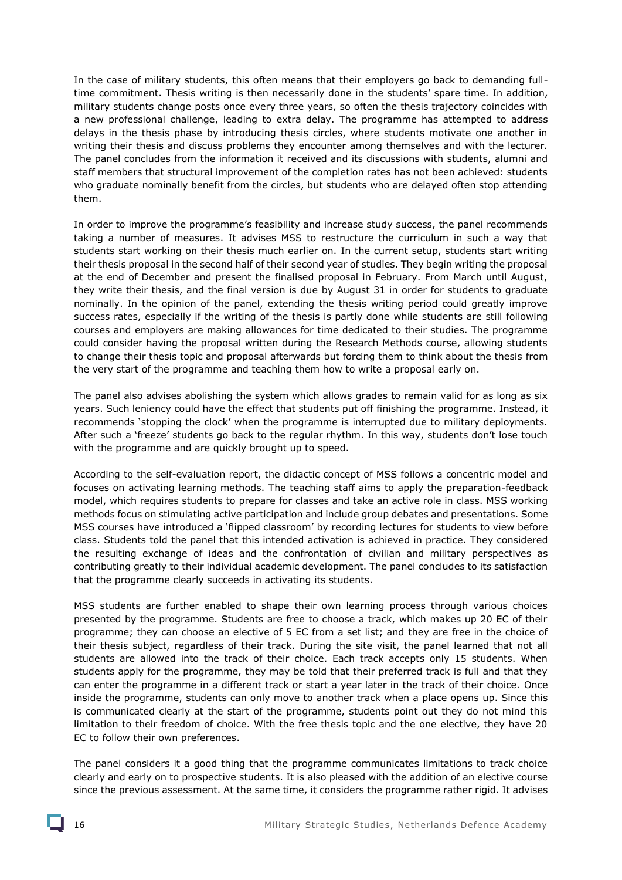In the case of military students, this often means that their employers go back to demanding full-time commitment. Thesis writing is then necessarily done in the students' spare time. In addition, military students change posts once every three years, so often the thesis trajectory coincides with a new professional challenge, leading to extra delay. The programme has attempted to address delays in the thesis phase by introducing thesis circles, where students motivate one another in writing their thesis and discuss problems they encounter among themselves and with the lecturer. The panel concludes from the information it received and its discussions with students, alumni and staff members that structural improvement of the completion rates has not been achieved: students who graduate nominally benefit from the circles, but students who are delayed often stop attending them.

In order to improve the programme's feasibility and increase study success, the panel recommends taking a number of measures. It advises MSS to restructure the curriculum in such a way that students start working on their thesis much earlier on. In the current setup, students start writing their thesis proposal in the second half of their second year of studies. They begin writing the proposal at the end of December and present the finalised proposal in February. From March until August, they write their thesis, and the final version is due by August 31 in order for students to graduate nominally. In the opinion of the panel, extending the thesis writing period could greatly improve success rates, especially if the writing of the thesis is partly done while students are still following courses and employers are making allowances for time dedicated to their studies. The programme could consider having the proposal written during the Research Methods course, allowing students to change their thesis topic and proposal afterwards but forcing them to think about the thesis from the very start of the programme and teaching them how to write a proposal early on.

The panel also advises abolishing the system which allows grades to remain valid for as long as six years. Such leniency could have the effect that students put off finishing the programme. Instead, it recommends 'stopping the clock' when the programme is interrupted due to military deployments. After such a 'freeze' students go back to the regular rhythm. In this way, students don't lose touch with the programme and are quickly brought up to speed.

According to the self-evaluation report, the didactic concept of MSS follows a concentric model and focuses on activating learning methods. The teaching staff aims to apply the preparation-feedback model, which requires students to prepare for classes and take an active role in class. MSS working methods focus on stimulating active participation and include group debates and presentations. Some MSS courses have introduced a 'flipped classroom' by recording lectures for students to view before class. Students told the panel that this intended activation is achieved in practice. They considered the resulting exchange of ideas and the confrontation of civilian and military perspectives as contributing greatly to their individual academic development. The panel concludes to its satisfaction that the programme clearly succeeds in activating its students.

MSS students are further enabled to shape their own learning process through various choices presented by the programme. Students are free to choose a track, which makes up 20 EC of their programme; they can choose an elective of 5 EC from a set list; and they are free in the choice of their thesis subject, regardless of their track. During the site visit, the panel learned that not all students are allowed into the track of their choice. Each track accepts only 15 students. When students apply for the programme, they may be told that their preferred track is full and that they can enter the programme in a different track or start a year later in the track of their choice. Once inside the programme, students can only move to another track when a place opens up. Since this is communicated clearly at the start of the programme, students point out they do not mind this limitation to their freedom of choice. With the free thesis topic and the one elective, they have 20 EC to follow their own preferences.

The panel considers it a good thing that the programme communicates limitations to track choice clearly and early on to prospective students. It is also pleased with the addition of an elective course since the previous assessment. At the same time, it considers the programme rather rigid. It advises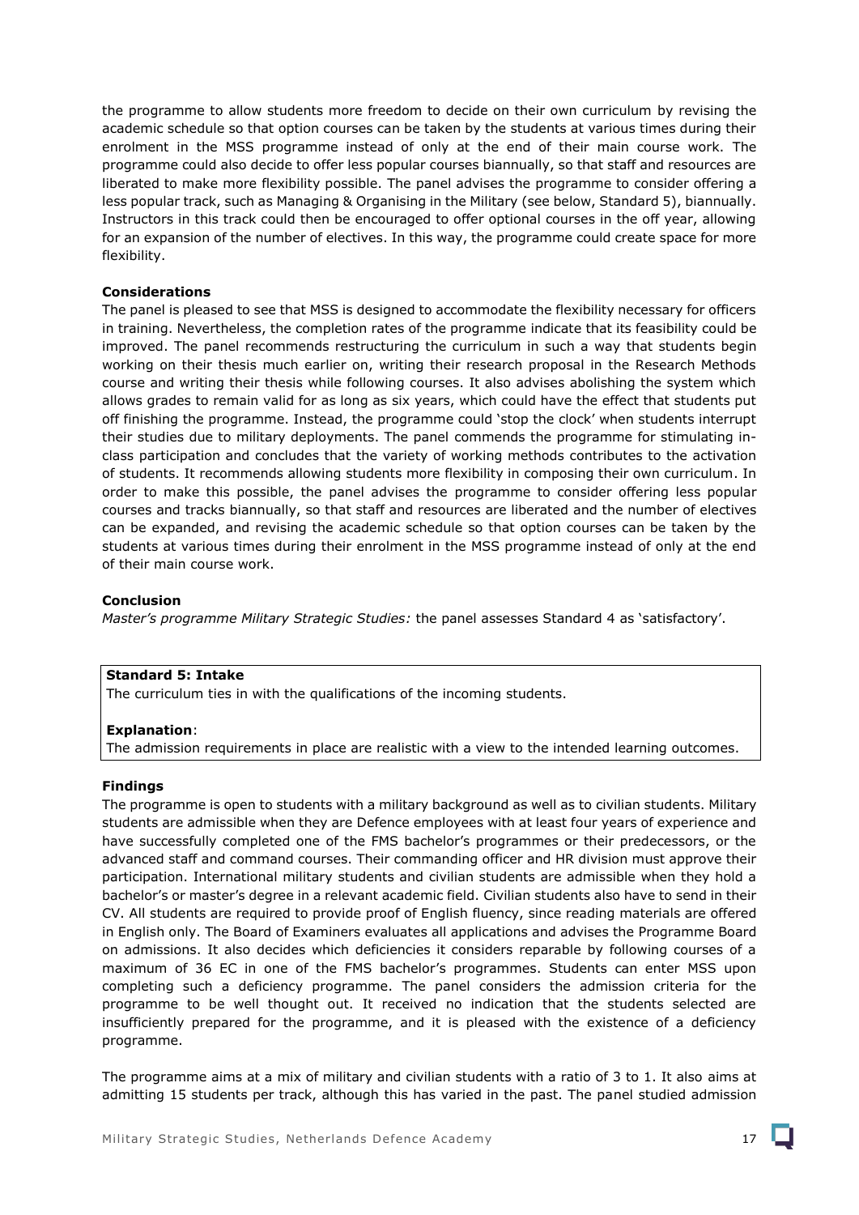the programme to allow students more freedom to decide on their own curriculum by revising the academic schedule so that option courses can be taken by the students at various times during their enrolment in the MSS programme instead of only at the end of their main course work. The programme could also decide to offer less popular courses biannually, so that staff and resources are liberated to make more flexibility possible. The panel advises the programme to consider offering a less popular track, such as Managing & Organising in the Military (see below, Standard 5), biannually. Instructors in this track could then be encouraged to offer optional courses in the off year, allowing for an expansion of the number of electives. In this way, the programme could create space for more flexibility.

**Considerations**

The panel is pleased to see that MSS is designed to accommodate the flexibility necessary for officers in training. Nevertheless, the completion rates of the programme indicate that its feasibility could be improved. The panel recommends restructuring the curriculum in such a way that students begin working on their thesis much earlier on, writing their research proposal in the Research Methods course and writing their thesis while following courses. It also advises abolishing the system which allows grades to remain valid for as long as six years, which could have the effect that students put off finishing the programme. Instead, the programme could 'stop the clock' when students interrupt their studies due to military deployments. The panel commends the programme for stimulating in-class participation and concludes that the variety of working methods contributes to the activation of students. It recommends allowing students more flexibility in composing their own curriculum. In order to make this possible, the panel advises the programme to consider offering less popular courses and tracks biannually, so that staff and resources are liberated and the number of electives can be expanded, and revising the academic schedule so that option courses can be taken by the students at various times during their enrolment in the MSS programme instead of only at the end of their main course work.

**Conclusion**

*Master's programme Military Strategic Studies:* the panel assesses Standard 4 as 'satisfactory'.

**Standard 5: Intake**

The curriculum ties in with the qualifications of the incoming students.

**Explanation**:

The admission requirements in place are realistic with a view to the intended learning outcomes.

**Findings**

The programme is open to students with a military background as well as to civilian students. Military students are admissible when they are Defence employees with at least four years of experience and have successfully completed one of the FMS bachelor's programmes or their predecessors, or the advanced staff and command courses. Their commanding officer and HR division must approve their participation. International military students and civilian students are admissible when they hold a bachelor's or master's degree in a relevant academic field. Civilian students also have to send in their CV. All students are required to provide proof of English fluency, since reading materials are offered in English only. The Board of Examiners evaluates all applications and advises the Programme Board on admissions. It also decides which deficiencies it considers reparable by following courses of a maximum of 36 EC in one of the FMS bachelor's programmes. Students can enter MSS upon completing such a deficiency programme. The panel considers the admission criteria for the programme to be well thought out. It received no indication that the students selected are insufficiently prepared for the programme, and it is pleased with the existence of a deficiency programme.

The programme aims at a mix of military and civilian students with a ratio of 3 to 1. It also aims at admitting 15 students per track, although this has varied in the past. The panel studied admission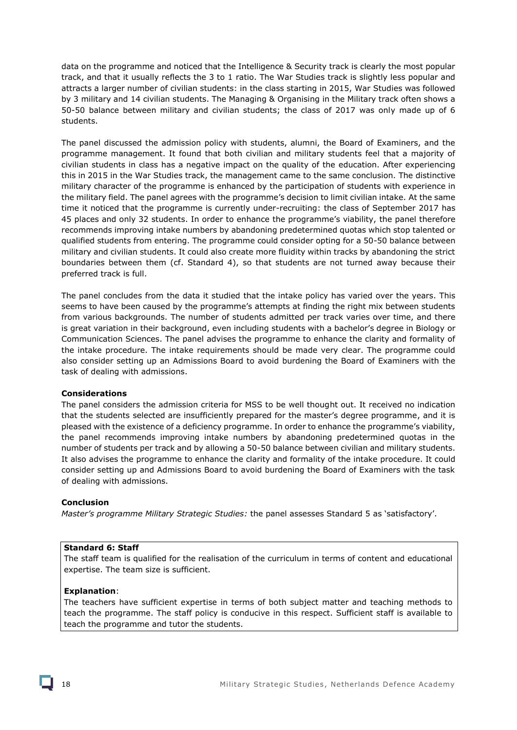data on the programme and noticed that the Intelligence & Security track is clearly the most popular track, and that it usually reflects the 3 to 1 ratio. The War Studies track is slightly less popular and attracts a larger number of civilian students: in the class starting in 2015, War Studies was followed by 3 military and 14 civilian students. The Managing & Organising in the Military track often shows a 50-50 balance between military and civilian students; the class of 2017 was only made up of 6 students.

The panel discussed the admission policy with students, alumni, the Board of Examiners, and the programme management. It found that both civilian and military students feel that a majority of civilian students in class has a negative impact on the quality of the education. After experiencing this in 2015 in the War Studies track, the management came to the same conclusion. The distinctive military character of the programme is enhanced by the participation of students with experience in the military field. The panel agrees with the programme's decision to limit civilian intake. At the same time it noticed that the programme is currently under-recruiting: the class of September 2017 has 45 places and only 32 students. In order to enhance the programme's viability, the panel therefore recommends improving intake numbers by abandoning predetermined quotas which stop talented or qualified students from entering. The programme could consider opting for a 50-50 balance between military and civilian students. It could also create more fluidity within tracks by abandoning the strict boundaries between them (cf. Standard 4), so that students are not turned away because their preferred track is full.

The panel concludes from the data it studied that the intake policy has varied over the years. This seems to have been caused by the programme's attempts at finding the right mix between students from various backgrounds. The number of students admitted per track varies over time, and there is great variation in their background, even including students with a bachelor's degree in Biology or Communication Sciences. The panel advises the programme to enhance the clarity and formality of the intake procedure. The intake requirements should be made very clear. The programme could also consider setting up an Admissions Board to avoid burdening the Board of Examiners with the task of dealing with admissions.

**Considerations**

The panel considers the admission criteria for MSS to be well thought out. It received no indication that the students selected are insufficiently prepared for the master's degree programme, and it is pleased with the existence of a deficiency programme. In order to enhance the programme's viability, the panel recommends improving intake numbers by abandoning predetermined quotas in the number of students per track and by allowing a 50-50 balance between civilian and military students. It also advises the programme to enhance the clarity and formality of the intake procedure. It could consider setting up and Admissions Board to avoid burdening the Board of Examiners with the task of dealing with admissions.

**Conclusion**

*Master's programme Military Strategic Studies:* the panel assesses Standard 5 as 'satisfactory'.

**Standard 6: Staff**

The staff team is qualified for the realisation of the curriculum in terms of content and educational expertise. The team size is sufficient.

**Explanation**:

The teachers have sufficient expertise in terms of both subject matter and teaching methods to teach the programme. The staff policy is conducive in this respect. Sufficient staff is available to teach the programme and tutor the students.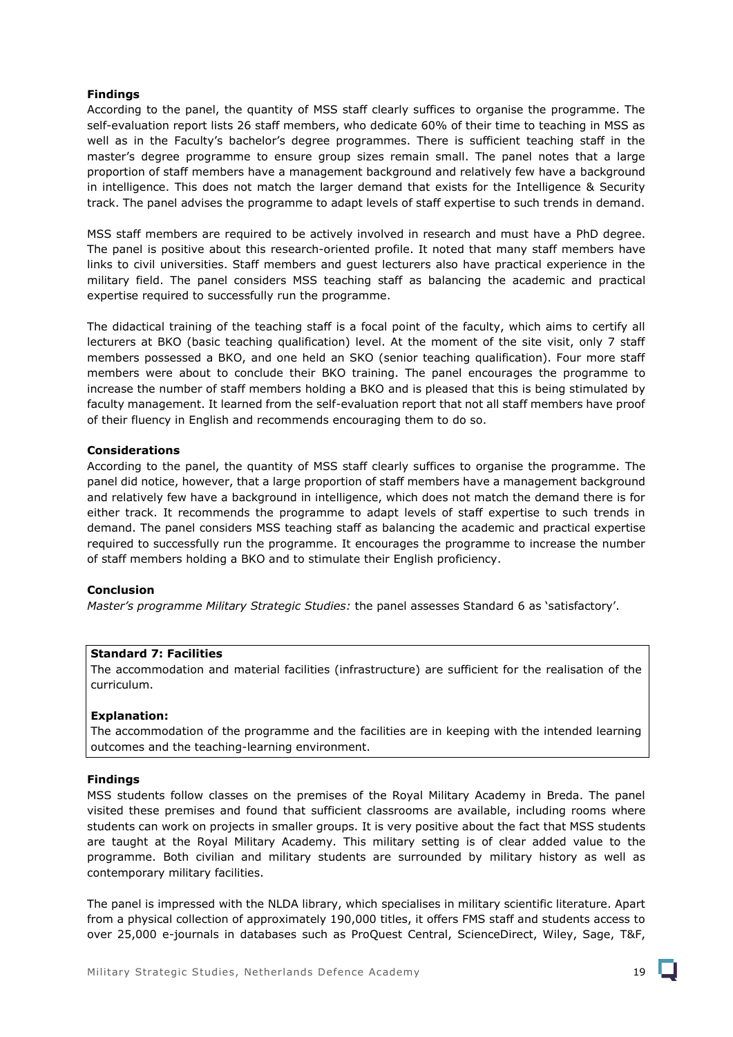**Findings**

According to the panel, the quantity of MSS staff clearly suffices to organise the programme. The self-evaluation report lists 26 staff members, who dedicate 60% of their time to teaching in MSS as well as in the Faculty's bachelor's degree programmes. There is sufficient teaching staff in the master's degree programme to ensure group sizes remain small. The panel notes that a large proportion of staff members have a management background and relatively few have a background in intelligence. This does not match the larger demand that exists for the Intelligence & Security track. The panel advises the programme to adapt levels of staff expertise to such trends in demand.

MSS staff members are required to be actively involved in research and must have a PhD degree. The panel is positive about this research-oriented profile. It noted that many staff members have links to civil universities. Staff members and guest lecturers also have practical experience in the military field. The panel considers MSS teaching staff as balancing the academic and practical expertise required to successfully run the programme.

The didactical training of the teaching staff is a focal point of the faculty, which aims to certify all lecturers at BKO (basic teaching qualification) level. At the moment of the site visit, only 7 staff members possessed a BKO, and one held an SKO (senior teaching qualification). Four more staff members were about to conclude their BKO training. The panel encourages the programme to increase the number of staff members holding a BKO and is pleased that this is being stimulated by faculty management. It learned from the self-evaluation report that not all staff members have proof of their fluency in English and recommends encouraging them to do so.

**Considerations**

According to the panel, the quantity of MSS staff clearly suffices to organise the programme. The panel did notice, however, that a large proportion of staff members have a management background and relatively few have a background in intelligence, which does not match the demand there is for either track. It recommends the programme to adapt levels of staff expertise to such trends in demand. The panel considers MSS teaching staff as balancing the academic and practical expertise required to successfully run the programme. It encourages the programme to increase the number of staff members holding a BKO and to stimulate their English proficiency.

**Conclusion**

*Master's programme Military Strategic Studies:* the panel assesses Standard 6 as 'satisfactory'.

**Standard 7: Facilities**

The accommodation and material facilities (infrastructure) are sufficient for the realisation of the curriculum.

**Explanation:**

The accommodation of the programme and the facilities are in keeping with the intended learning outcomes and the teaching-learning environment.

**Findings**

MSS students follow classes on the premises of the Royal Military Academy in Breda. The panel visited these premises and found that sufficient classrooms are available, including rooms where students can work on projects in smaller groups. It is very positive about the fact that MSS students are taught at the Royal Military Academy. This military setting is of clear added value to the programme. Both civilian and military students are surrounded by military history as well as contemporary military facilities.

The panel is impressed with the NLDA library, which specialises in military scientific literature. Apart from a physical collection of approximately 190,000 titles, it offers FMS staff and students access to over 25,000 e-journals in databases such as ProQuest Central, ScienceDirect, Wiley, Sage, T&F,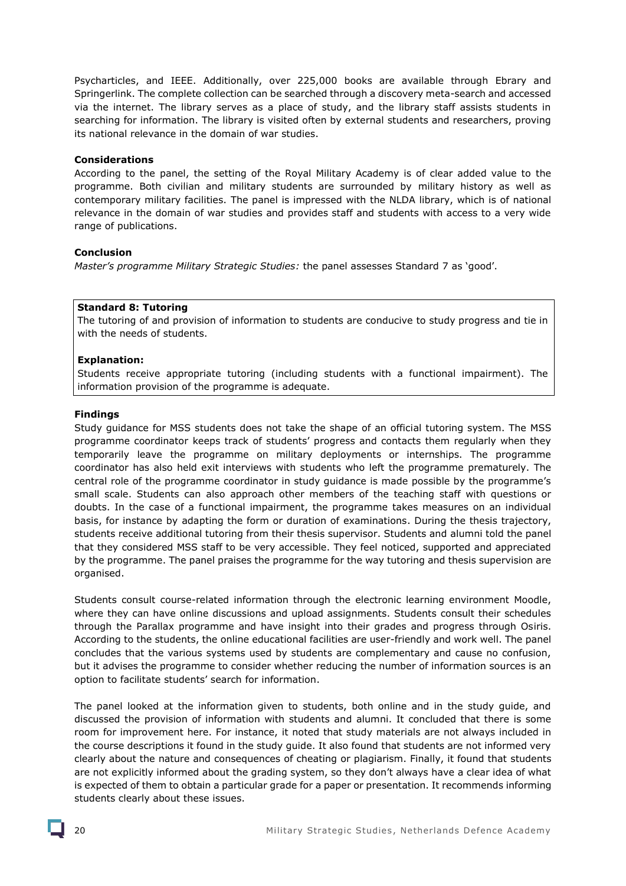Psycharticles, and IEEE. Additionally, over 225,000 books are available through Ebrary and Springerlink. The complete collection can be searched through a discovery meta-search and accessed via the internet. The library serves as a place of study, and the library staff assists students in searching for information. The library is visited often by external students and researchers, proving its national relevance in the domain of war studies.

**Considerations**

According to the panel, the setting of the Royal Military Academy is of clear added value to the programme. Both civilian and military students are surrounded by military history as well as contemporary military facilities. The panel is impressed with the NLDA library, which is of national relevance in the domain of war studies and provides staff and students with access to a very wide range of publications.

**Conclusion**

*Master's programme Military Strategic Studies:* the panel assesses Standard 7 as 'good'.

**Standard 8: Tutoring**

The tutoring of and provision of information to students are conducive to study progress and tie in with the needs of students.

**Explanation:**

Students receive appropriate tutoring (including students with a functional impairment). The information provision of the programme is adequate.

**Findings**

Study guidance for MSS students does not take the shape of an official tutoring system. The MSS programme coordinator keeps track of students' progress and contacts them regularly when they temporarily leave the programme on military deployments or internships. The programme coordinator has also held exit interviews with students who left the programme prematurely. The central role of the programme coordinator in study guidance is made possible by the programme's small scale. Students can also approach other members of the teaching staff with questions or doubts. In the case of a functional impairment, the programme takes measures on an individual basis, for instance by adapting the form or duration of examinations. During the thesis trajectory, students receive additional tutoring from their thesis supervisor. Students and alumni told the panel that they considered MSS staff to be very accessible. They feel noticed, supported and appreciated by the programme. The panel praises the programme for the way tutoring and thesis supervision are organised.

Students consult course-related information through the electronic learning environment Moodle, where they can have online discussions and upload assignments. Students consult their schedules through the Parallax programme and have insight into their grades and progress through Osiris. According to the students, the online educational facilities are user-friendly and work well. The panel concludes that the various systems used by students are complementary and cause no confusion, but it advises the programme to consider whether reducing the number of information sources is an option to facilitate students' search for information.

The panel looked at the information given to students, both online and in the study guide, and discussed the provision of information with students and alumni. It concluded that there is some room for improvement here. For instance, it noted that study materials are not always included in the course descriptions it found in the study guide. It also found that students are not informed very clearly about the nature and consequences of cheating or plagiarism. Finally, it found that students are not explicitly informed about the grading system, so they don't always have a clear idea of what is expected of them to obtain a particular grade for a paper or presentation. It recommends informing students clearly about these issues.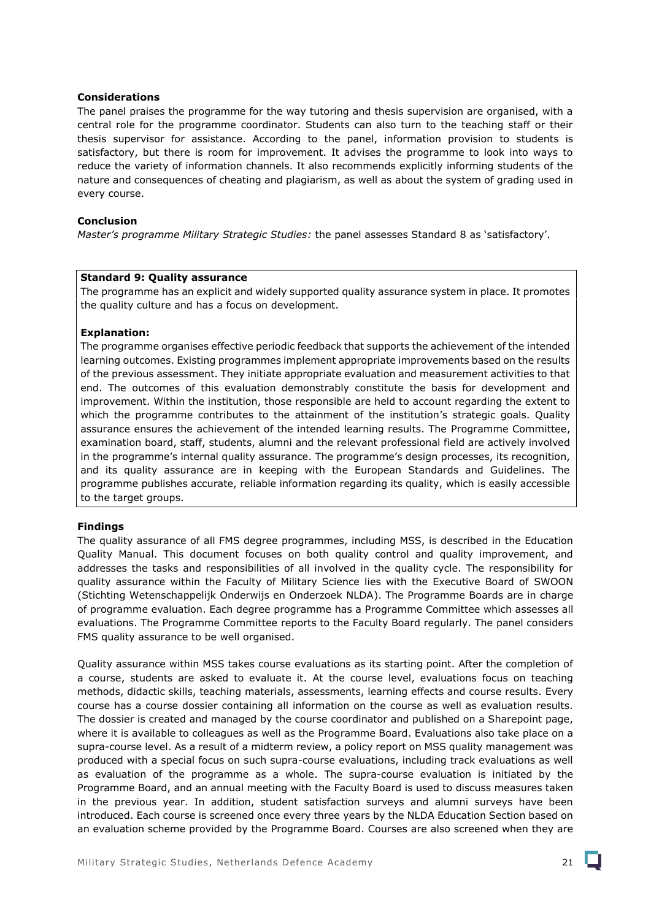**Considerations**

The panel praises the programme for the way tutoring and thesis supervision are organised, with a central role for the programme coordinator. Students can also turn to the teaching staff or their thesis supervisor for assistance. According to the panel, information provision to students is satisfactory, but there is room for improvement. It advises the programme to look into ways to reduce the variety of information channels. It also recommends explicitly informing students of the nature and consequences of cheating and plagiarism, as well as about the system of grading used in every course.

**Conclusion**

*Master's programme Military Strategic Studies:* the panel assesses Standard 8 as 'satisfactory'.

**Standard 9: Quality assurance**

The programme has an explicit and widely supported quality assurance system in place. It promotes the quality culture and has a focus on development.

**Explanation:**

The programme organises effective periodic feedback that supports the achievement of the intended learning outcomes. Existing programmes implement appropriate improvements based on the results of the previous assessment. They initiate appropriate evaluation and measurement activities to that end. The outcomes of this evaluation demonstrably constitute the basis for development and improvement. Within the institution, those responsible are held to account regarding the extent to which the programme contributes to the attainment of the institution's strategic goals. Quality assurance ensures the achievement of the intended learning results. The Programme Committee, examination board, staff, students, alumni and the relevant professional field are actively involved in the programme's internal quality assurance. The programme's design processes, its recognition, and its quality assurance are in keeping with the European Standards and Guidelines. The programme publishes accurate, reliable information regarding its quality, which is easily accessible to the target groups.

**Findings**

The quality assurance of all FMS degree programmes, including MSS, is described in the Education Quality Manual. This document focuses on both quality control and quality improvement, and addresses the tasks and responsibilities of all involved in the quality cycle. The responsibility for quality assurance within the Faculty of Military Science lies with the Executive Board of SWOON (Stichting Wetenschappelijk Onderwijs en Onderzoek NLDA). The Programme Boards are in charge of programme evaluation. Each degree programme has a Programme Committee which assesses all evaluations. The Programme Committee reports to the Faculty Board regularly. The panel considers FMS quality assurance to be well organised.

Quality assurance within MSS takes course evaluations as its starting point. After the completion of a course, students are asked to evaluate it. At the course level, evaluations focus on teaching methods, didactic skills, teaching materials, assessments, learning effects and course results. Every course has a course dossier containing all information on the course as well as evaluation results. The dossier is created and managed by the course coordinator and published on a Sharepoint page, where it is available to colleagues as well as the Programme Board. Evaluations also take place on a supra-course level. As a result of a midterm review, a policy report on MSS quality management was produced with a special focus on such supra-course evaluations, including track evaluations as well as evaluation of the programme as a whole. The supra-course evaluation is initiated by the Programme Board, and an annual meeting with the Faculty Board is used to discuss measures taken in the previous year. In addition, student satisfaction surveys and alumni surveys have been introduced. Each course is screened once every three years by the NLDA Education Section based on an evaluation scheme provided by the Programme Board. Courses are also screened when they are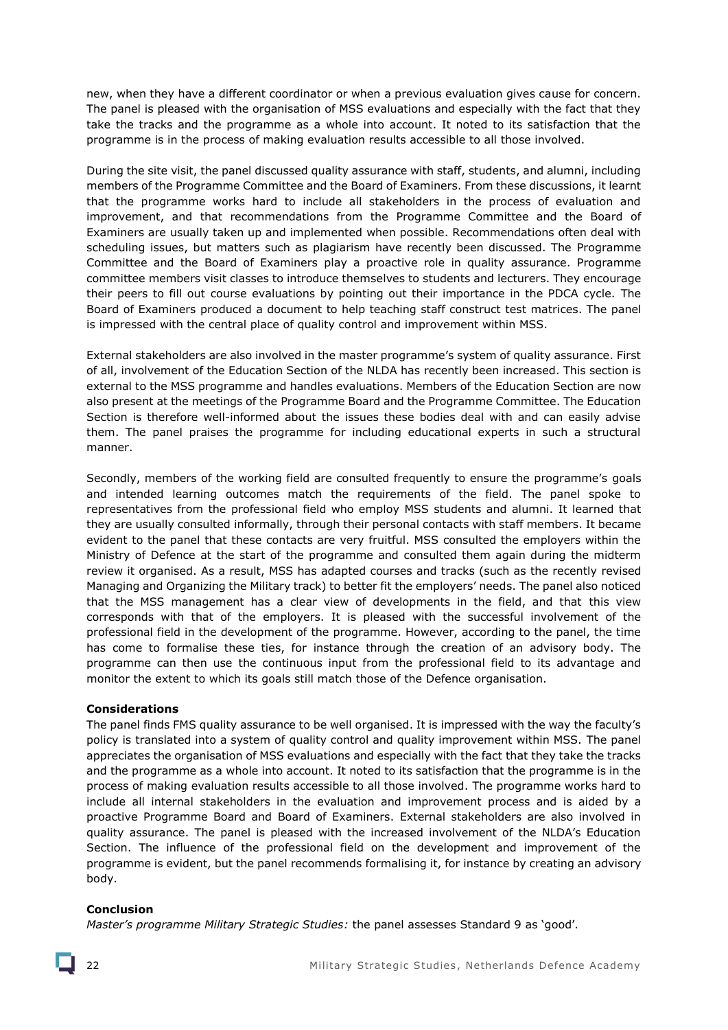new, when they have a different coordinator or when a previous evaluation gives cause for concern. The panel is pleased with the organisation of MSS evaluations and especially with the fact that they take the tracks and the programme as a whole into account. It noted to its satisfaction that the programme is in the process of making evaluation results accessible to all those involved.

During the site visit, the panel discussed quality assurance with staff, students, and alumni, including members of the Programme Committee and the Board of Examiners. From these discussions, it learnt that the programme works hard to include all stakeholders in the process of evaluation and improvement, and that recommendations from the Programme Committee and the Board of Examiners are usually taken up and implemented when possible. Recommendations often deal with scheduling issues, but matters such as plagiarism have recently been discussed. The Programme Committee and the Board of Examiners play a proactive role in quality assurance. Programme committee members visit classes to introduce themselves to students and lecturers. They encourage their peers to fill out course evaluations by pointing out their importance in the PDCA cycle. The Board of Examiners produced a document to help teaching staff construct test matrices. The panel is impressed with the central place of quality control and improvement within MSS.

External stakeholders are also involved in the master programme's system of quality assurance. First of all, involvement of the Education Section of the NLDA has recently been increased. This section is external to the MSS programme and handles evaluations. Members of the Education Section are now also present at the meetings of the Programme Board and the Programme Committee. The Education Section is therefore well-informed about the issues these bodies deal with and can easily advise them. The panel praises the programme for including educational experts in such a structural manner.

Secondly, members of the working field are consulted frequently to ensure the programme's goals and intended learning outcomes match the requirements of the field. The panel spoke to representatives from the professional field who employ MSS students and alumni. It learned that they are usually consulted informally, through their personal contacts with staff members. It became evident to the panel that these contacts are very fruitful. MSS consulted the employers within the Ministry of Defence at the start of the programme and consulted them again during the midterm review it organised. As a result, MSS has adapted courses and tracks (such as the recently revised Managing and Organizing the Military track) to better fit the employers' needs. The panel also noticed that the MSS management has a clear view of developments in the field, and that this view corresponds with that of the employers. It is pleased with the successful involvement of the professional field in the development of the programme. However, according to the panel, the time has come to formalise these ties, for instance through the creation of an advisory body. The programme can then use the continuous input from the professional field to its advantage and monitor the extent to which its goals still match those of the Defence organisation.

**Considerations**

The panel finds FMS quality assurance to be well organised. It is impressed with the way the faculty's policy is translated into a system of quality control and quality improvement within MSS. The panel appreciates the organisation of MSS evaluations and especially with the fact that they take the tracks and the programme as a whole into account. It noted to its satisfaction that the programme is in the process of making evaluation results accessible to all those involved. The programme works hard to include all internal stakeholders in the evaluation and improvement process and is aided by a proactive Programme Board and Board of Examiners. External stakeholders are also involved in quality assurance. The panel is pleased with the increased involvement of the NLDA's Education Section. The influence of the professional field on the development and improvement of the programme is evident, but the panel recommends formalising it, for instance by creating an advisory body.

**Conclusion**

*Master's programme Military Strategic Studies:* the panel assesses Standard 9 as 'good'.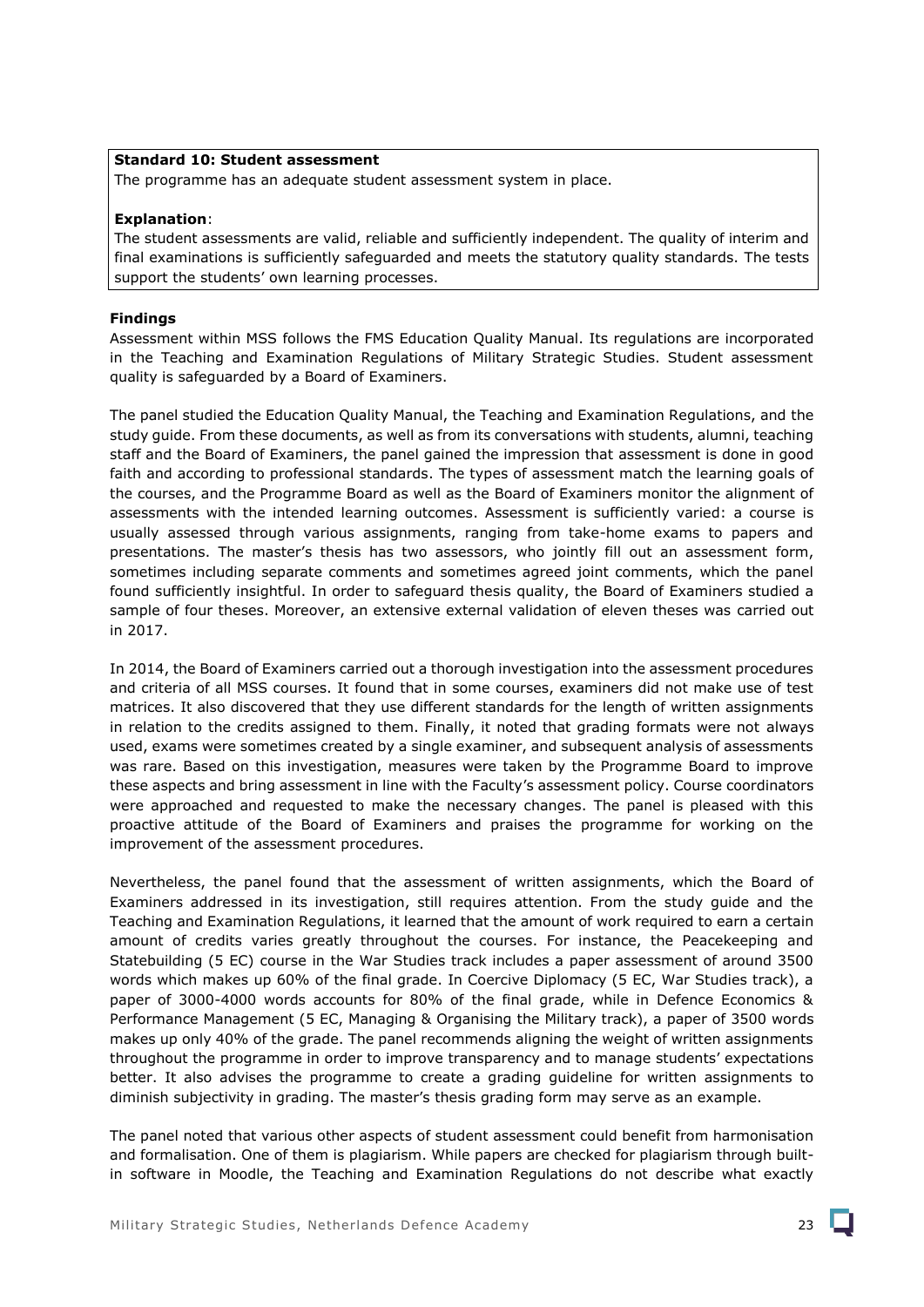**Standard 10: Student assessment**

The programme has an adequate student assessment system in place.

**Explanation**:

The student assessments are valid, reliable and sufficiently independent. The quality of interim and final examinations is sufficiently safeguarded and meets the statutory quality standards. The tests support the students' own learning processes.

**Findings**

Assessment within MSS follows the FMS Education Quality Manual. Its regulations are incorporated in the Teaching and Examination Regulations of Military Strategic Studies. Student assessment quality is safeguarded by a Board of Examiners.

The panel studied the Education Quality Manual, the Teaching and Examination Regulations, and the study guide. From these documents, as well as from its conversations with students, alumni, teaching staff and the Board of Examiners, the panel gained the impression that assessment is done in good faith and according to professional standards. The types of assessment match the learning goals of the courses, and the Programme Board as well as the Board of Examiners monitor the alignment of assessments with the intended learning outcomes. Assessment is sufficiently varied: a course is usually assessed through various assignments, ranging from take-home exams to papers and presentations. The master's thesis has two assessors, who jointly fill out an assessment form, sometimes including separate comments and sometimes agreed joint comments, which the panel found sufficiently insightful. In order to safeguard thesis quality, the Board of Examiners studied a sample of four theses. Moreover, an extensive external validation of eleven theses was carried out in 2017.

In 2014, the Board of Examiners carried out a thorough investigation into the assessment procedures and criteria of all MSS courses. It found that in some courses, examiners did not make use of test matrices. It also discovered that they use different standards for the length of written assignments in relation to the credits assigned to them. Finally, it noted that grading formats were not always used, exams were sometimes created by a single examiner, and subsequent analysis of assessments was rare. Based on this investigation, measures were taken by the Programme Board to improve these aspects and bring assessment in line with the Faculty's assessment policy. Course coordinators were approached and requested to make the necessary changes. The panel is pleased with this proactive attitude of the Board of Examiners and praises the programme for working on the improvement of the assessment procedures.

Nevertheless, the panel found that the assessment of written assignments, which the Board of Examiners addressed in its investigation, still requires attention. From the study guide and the Teaching and Examination Regulations, it learned that the amount of work required to earn a certain amount of credits varies greatly throughout the courses. For instance, the Peacekeeping and Statebuilding (5 EC) course in the War Studies track includes a paper assessment of around 3500 words which makes up 60% of the final grade. In Coercive Diplomacy (5 EC, War Studies track), a paper of 3000-4000 words accounts for 80% of the final grade, while in Defence Economics & Performance Management (5 EC, Managing & Organising the Military track), a paper of 3500 words makes up only 40% of the grade. The panel recommends aligning the weight of written assignments throughout the programme in order to improve transparency and to manage students' expectations better. It also advises the programme to create a grading guideline for written assignments to diminish subjectivity in grading. The master's thesis grading form may serve as an example.

The panel noted that various other aspects of student assessment could benefit from harmonisation and formalisation. One of them is plagiarism. While papers are checked for plagiarism through built-in software in Moodle, the Teaching and Examination Regulations do not describe what exactly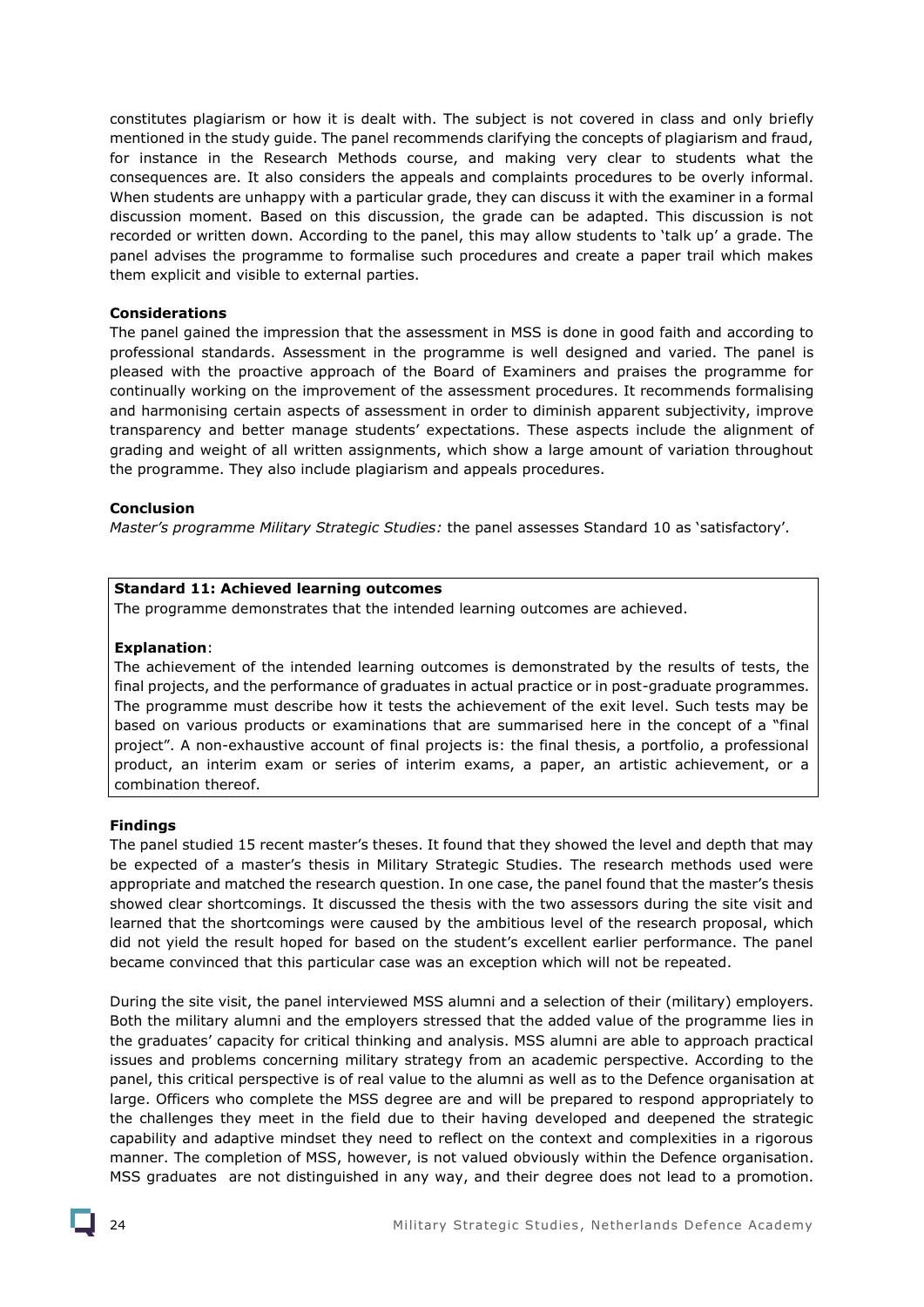constitutes plagiarism or how it is dealt with. The subject is not covered in class and only briefly mentioned in the study guide. The panel recommends clarifying the concepts of plagiarism and fraud, for instance in the Research Methods course, and making very clear to students what the consequences are. It also considers the appeals and complaints procedures to be overly informal. When students are unhappy with a particular grade, they can discuss it with the examiner in a formal discussion moment. Based on this discussion, the grade can be adapted. This discussion is not recorded or written down. According to the panel, this may allow students to 'talk up' a grade. The panel advises the programme to formalise such procedures and create a paper trail which makes them explicit and visible to external parties.

**Considerations**

The panel gained the impression that the assessment in MSS is done in good faith and according to professional standards. Assessment in the programme is well designed and varied. The panel is pleased with the proactive approach of the Board of Examiners and praises the programme for continually working on the improvement of the assessment procedures. It recommends formalising and harmonising certain aspects of assessment in order to diminish apparent subjectivity, improve transparency and better manage students' expectations. These aspects include the alignment of grading and weight of all written assignments, which show a large amount of variation throughout the programme. They also include plagiarism and appeals procedures.

**Conclusion**

*Master's programme Military Strategic Studies:* the panel assesses Standard 10 as 'satisfactory'.

**Standard 11: Achieved learning outcomes**

The programme demonstrates that the intended learning outcomes are achieved.

**Explanation**:

The achievement of the intended learning outcomes is demonstrated by the results of tests, the final projects, and the performance of graduates in actual practice or in post-graduate programmes. The programme must describe how it tests the achievement of the exit level. Such tests may be based on various products or examinations that are summarised here in the concept of a "final project". A non-exhaustive account of final projects is: the final thesis, a portfolio, a professional product, an interim exam or series of interim exams, a paper, an artistic achievement, or a combination thereof.

**Findings**

The panel studied 15 recent master's theses. It found that they showed the level and depth that may be expected of a master's thesis in Military Strategic Studies. The research methods used were appropriate and matched the research question. In one case, the panel found that the master's thesis showed clear shortcomings. It discussed the thesis with the two assessors during the site visit and learned that the shortcomings were caused by the ambitious level of the research proposal, which did not yield the result hoped for based on the student's excellent earlier performance. The panel became convinced that this particular case was an exception which will not be repeated.

During the site visit, the panel interviewed MSS alumni and a selection of their (military) employers. Both the military alumni and the employers stressed that the added value of the programme lies in the graduates' capacity for critical thinking and analysis. MSS alumni are able to approach practical issues and problems concerning military strategy from an academic perspective. According to the panel, this critical perspective is of real value to the alumni as well as to the Defence organisation at large. Officers who complete the MSS degree are and will be prepared to respond appropriately to the challenges they meet in the field due to their having developed and deepened the strategic capability and adaptive mindset they need to reflect on the context and complexities in a rigorous manner. The completion of MSS, however, is not valued obviously within the Defence organisation. MSS graduates are not distinguished in any way, and their degree does not lead to a promotion.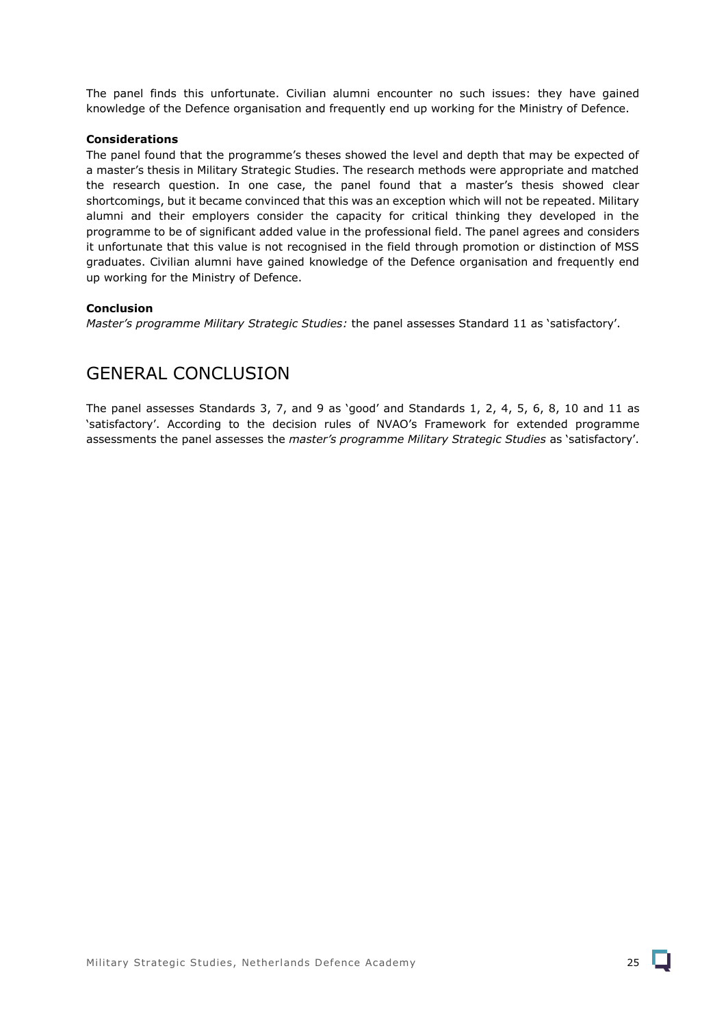The panel finds this unfortunate. Civilian alumni encounter no such issues: they have gained knowledge of the Defence organisation and frequently end up working for the Ministry of Defence.

**Considerations**

The panel found that the programme's theses showed the level and depth that may be expected of a master's thesis in Military Strategic Studies. The research methods were appropriate and matched the research question. In one case, the panel found that a master's thesis showed clear shortcomings, but it became convinced that this was an exception which will not be repeated. Military alumni and their employers consider the capacity for critical thinking they developed in the programme to be of significant added value in the professional field. The panel agrees and considers it unfortunate that this value is not recognised in the field through promotion or distinction of MSS graduates. Civilian alumni have gained knowledge of the Defence organisation and frequently end up working for the Ministry of Defence.

**Conclusion**

*Master's programme Military Strategic Studies:* the panel assesses Standard 11 as 'satisfactory'.

# GENERAL CONCLUSION

The panel assesses Standards 3, 7, and 9 as 'good' and Standards 1, 2, 4, 5, 6, 8, 10 and 11 as 'satisfactory'. According to the decision rules of NVAO's Framework for extended programme assessments the panel assesses the *master's programme Military Strategic Studies* as 'satisfactory'.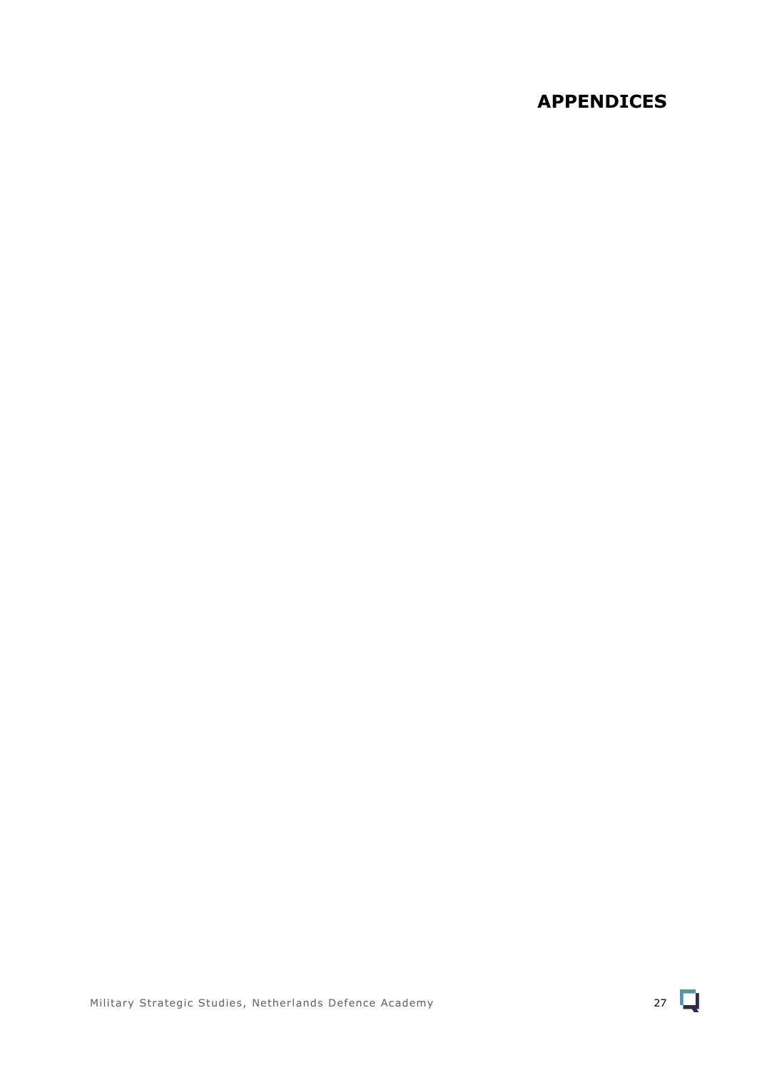# APPENDICES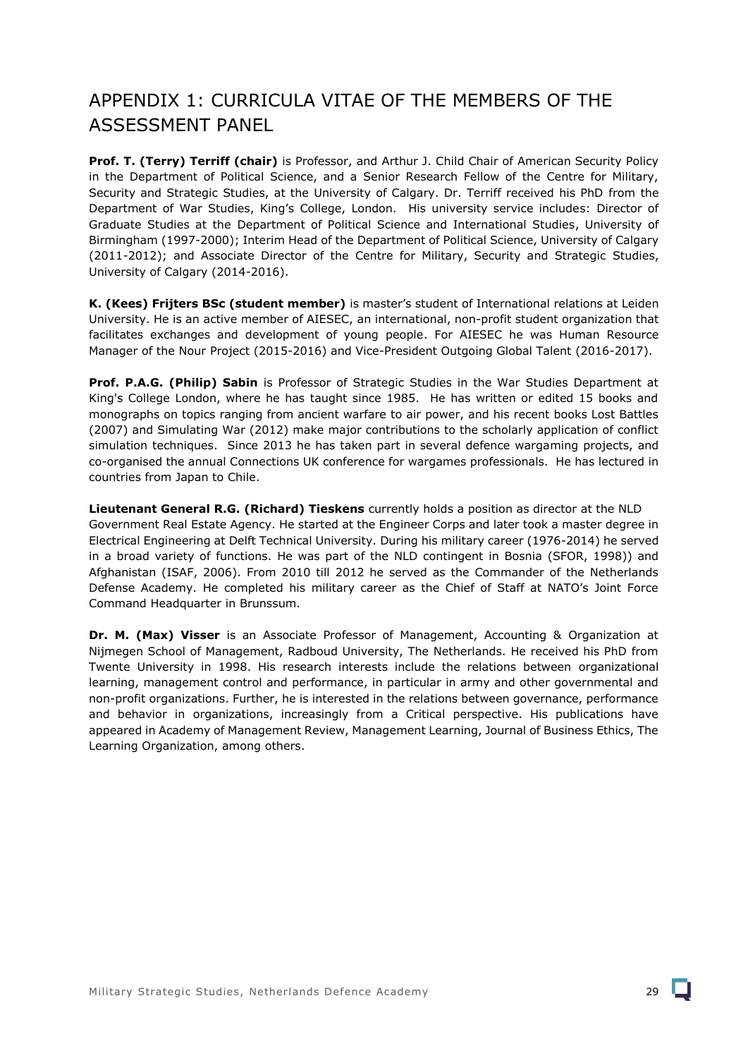# APPENDIX 1: CURRICULA VITAE OF THE MEMBERS OF THE ASSESSMENT PANEL

**Prof. T. (Terry) Terriff (chair)** is Professor, and Arthur J. Child Chair of American Security Policy in the Department of Political Science, and a Senior Research Fellow of the Centre for Military, Security and Strategic Studies, at the University of Calgary. Dr. Terriff received his PhD from the Department of War Studies, King's College, London. His university service includes: Director of Graduate Studies at the Department of Political Science and International Studies, University of Birmingham (1997-2000); Interim Head of the Department of Political Science, University of Calgary (2011-2012); and Associate Director of the Centre for Military, Security and Strategic Studies, University of Calgary (2014-2016).

**K. (Kees) Frijters BSc (student member)** is master's student of International relations at Leiden University. He is an active member of AIESEC, an international, non-profit student organization that facilitates exchanges and development of young people. For AIESEC he was Human Resource Manager of the Nour Project (2015-2016) and Vice-President Outgoing Global Talent (2016-2017).

**Prof. P.A.G. (Philip) Sabin** is Professor of Strategic Studies in the War Studies Department at King's College London, where he has taught since 1985. He has written or edited 15 books and monographs on topics ranging from ancient warfare to air power, and his recent books Lost Battles (2007) and Simulating War (2012) make major contributions to the scholarly application of conflict simulation techniques. Since 2013 he has taken part in several defence wargaming projects, and co-organised the annual Connections UK conference for wargames professionals. He has lectured in countries from Japan to Chile.

**Lieutenant General R.G. (Richard) Tieskens** currently holds a position as director at the NLD Government Real Estate Agency. He started at the Engineer Corps and later took a master degree in Electrical Engineering at Delft Technical University. During his military career (1976-2014) he served in a broad variety of functions. He was part of the NLD contingent in Bosnia (SFOR, 1998)) and Afghanistan (ISAF, 2006). From 2010 till 2012 he served as the Commander of the Netherlands Defense Academy. He completed his military career as the Chief of Staff at NATO's Joint Force Command Headquarter in Brunssum.

**Dr. M. (Max) Visser** is an Associate Professor of Management, Accounting & Organization at Nijmegen School of Management, Radboud University, The Netherlands. He received his PhD from Twente University in 1998. His research interests include the relations between organizational learning, management control and performance, in particular in army and other governmental and non-profit organizations. Further, he is interested in the relations between governance, performance and behavior in organizations, increasingly from a Critical perspective. His publications have appeared in Academy of Management Review, Management Learning, Journal of Business Ethics, The Learning Organization, among others.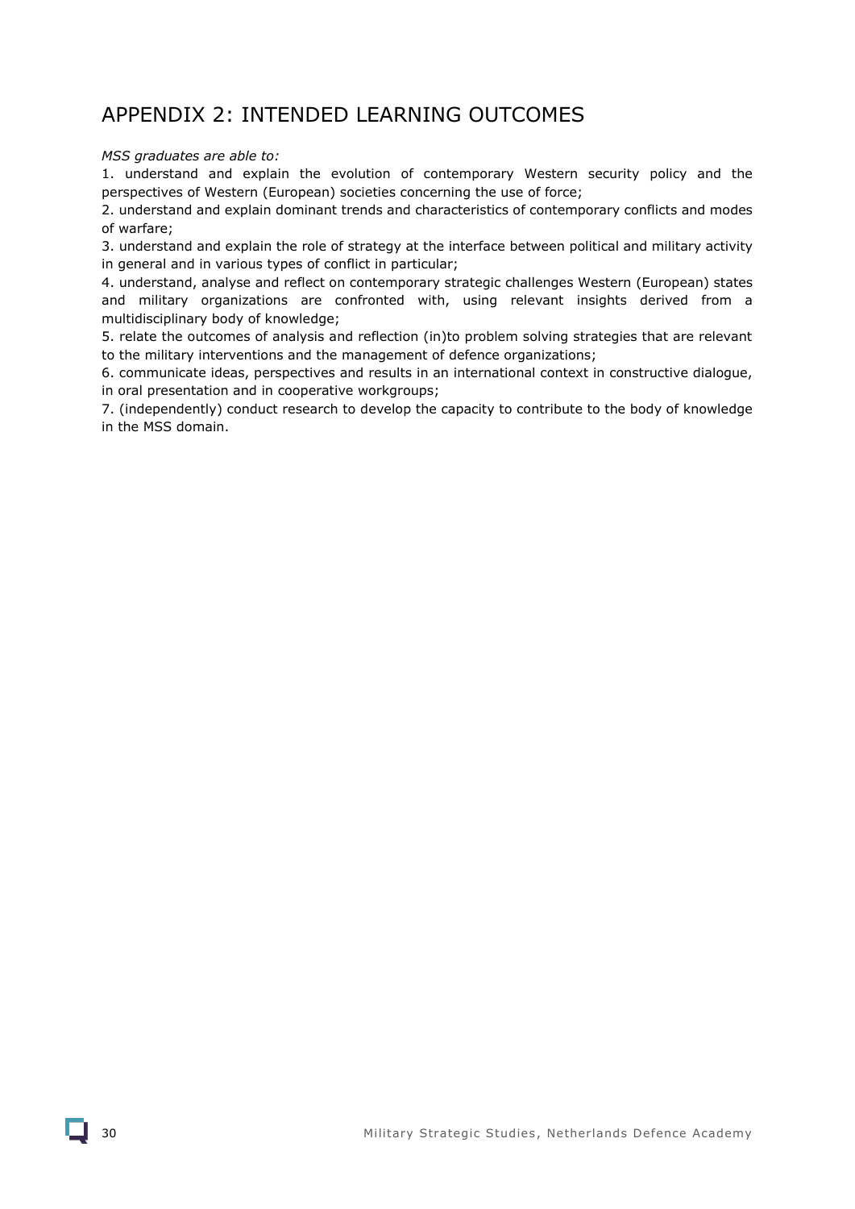# APPENDIX 2: INTENDED LEARNING OUTCOMES

*MSS graduates are able to:*

1. understand and explain the evolution of contemporary Western security policy and the perspectives of Western (European) societies concerning the use of force;
2. understand and explain dominant trends and characteristics of contemporary conflicts and modes of warfare;
3. understand and explain the role of strategy at the interface between political and military activity in general and in various types of conflict in particular;
4. understand, analyse and reflect on contemporary strategic challenges Western (European) states and military organizations are confronted with, using relevant insights derived from a multidisciplinary body of knowledge;
5. relate the outcomes of analysis and reflection (in)to problem solving strategies that are relevant to the military interventions and the management of defence organizations;
6. communicate ideas, perspectives and results in an international context in constructive dialogue, in oral presentation and in cooperative workgroups;
7. (independently) conduct research to develop the capacity to contribute to the body of knowledge in the MSS domain.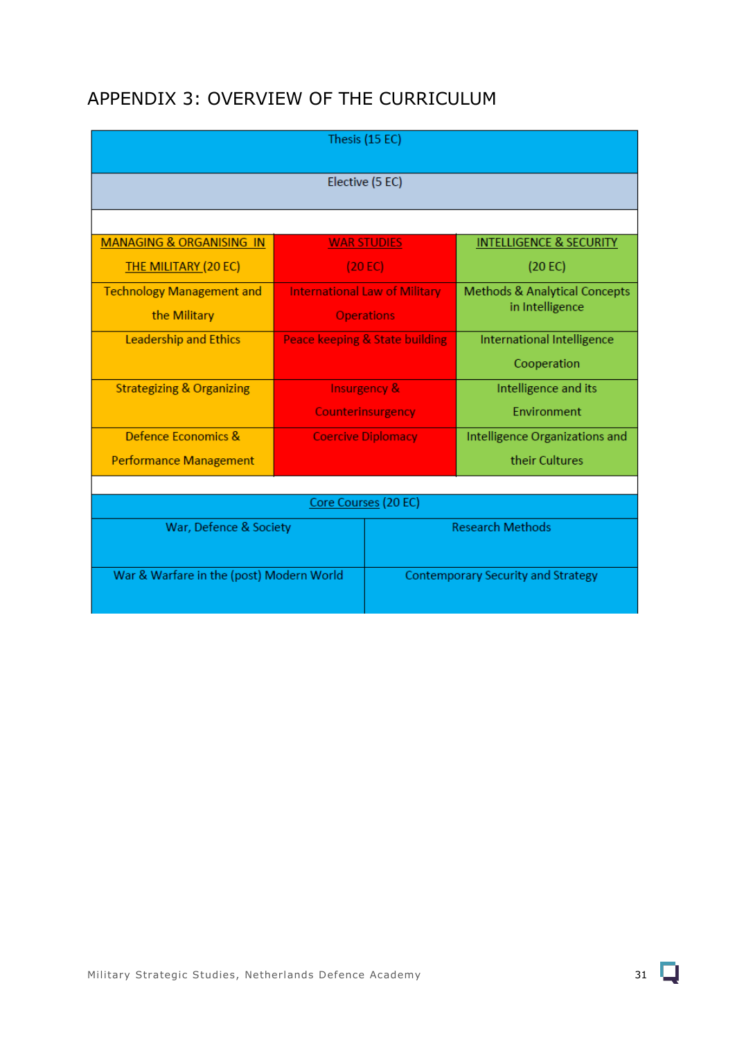# APPENDIX 3: OVERVIEW OF THE CURRICULUM

| | | |
|---|---|---|
| Thesis (15 EC) | | |
| Elective (5 EC) | | |
| | | |
| MANAGING & ORGANISING IN THE MILITARY (20 EC) | WAR STUDIES (20 EC) | INTELLIGENCE & SECURITY (20 EC) |
| Technology Management and the Military | International Law of Military Operations | Methods & Analytical Concepts in Intelligence |
| Leadership and Ethics | Peace keeping & State building | International Intelligence Cooperation |
| Strategizing & Organizing | Insurgency & Counterinsurgency | Intelligence and its Environment |
| Defence Economics & Performance Management | Coercive Diplomacy | Intelligence Organizations and their Cultures |
| | | |
| Core Courses (20 EC) | | |
| War, Defence & Society | Research Methods | |
| War & Warfare in the (post) Modern World | Contemporary Security and Strategy | |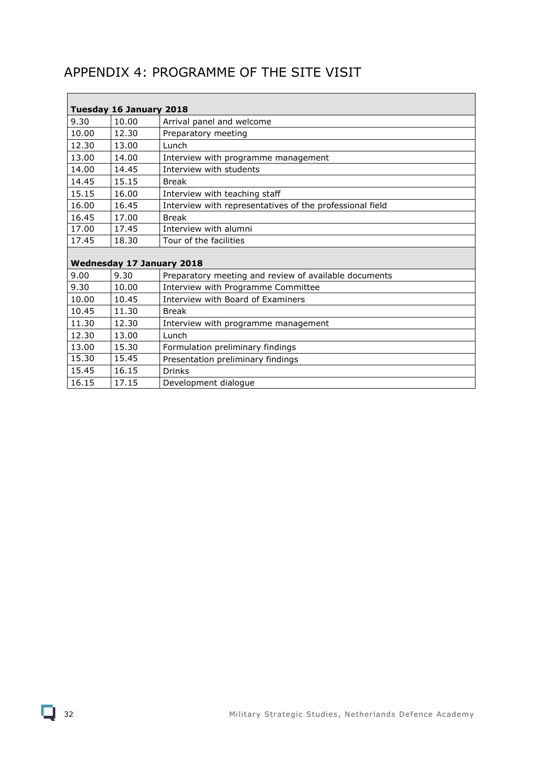# APPENDIX 4: PROGRAMME OF THE SITE VISIT

| | | |
|---|---|---|
| **Tuesday 16 January 2018** | | |
| 9.30 | 10.00 | Arrival panel and welcome |
| 10.00 | 12.30 | Preparatory meeting |
| 12.30 | 13.00 | Lunch |
| 13.00 | 14.00 | Interview with programme management |
| 14.00 | 14.45 | Interview with students |
| 14.45 | 15.15 | Break |
| 15.15 | 16.00 | Interview with teaching staff |
| 16.00 | 16.45 | Interview with representatives of the professional field |
| 16.45 | 17.00 | Break |
| 17.00 | 17.45 | Interview with alumni |
| 17.45 | 18.30 | Tour of the facilities |
| **Wednesday 17 January 2018** | | |
| 9.00 | 9.30 | Preparatory meeting and review of available documents |
| 9.30 | 10.00 | Interview with Programme Committee |
| 10.00 | 10.45 | Interview with Board of Examiners |
| 10.45 | 11.30 | Break |
| 11.30 | 12.30 | Interview with programme management |
| 12.30 | 13.00 | Lunch |
| 13.00 | 15.30 | Formulation preliminary findings |
| 15.30 | 15.45 | Presentation preliminary findings |
| 15.45 | 16.15 | Drinks |
| 16.15 | 17.15 | Development dialogue |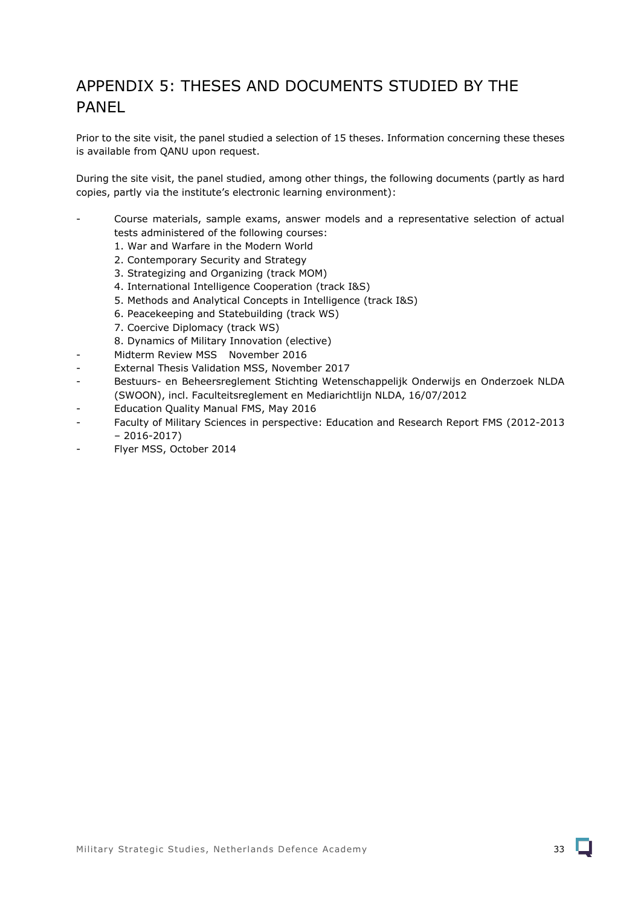# APPENDIX 5: THESES AND DOCUMENTS STUDIED BY THE PANEL

Prior to the site visit, the panel studied a selection of 15 theses. Information concerning these theses is available from QANU upon request.

During the site visit, the panel studied, among other things, the following documents (partly as hard copies, partly via the institute's electronic learning environment):

- Course materials, sample exams, answer models and a representative selection of actual tests administered of the following courses:
  1. War and Warfare in the Modern World
  2. Contemporary Security and Strategy
  3. Strategizing and Organizing (track MOM)
  4. International Intelligence Cooperation (track I&S)
  5. Methods and Analytical Concepts in Intelligence (track I&S)
  6. Peacekeeping and Statebuilding (track WS)
  7. Coercive Diplomacy (track WS)
  8. Dynamics of Military Innovation (elective)
- Midterm Review MSS November 2016
- External Thesis Validation MSS, November 2017
- Bestuurs- en Beheersreglement Stichting Wetenschappelijk Onderwijs en Onderzoek NLDA (SWOON), incl. Faculteitsreglement en Mediarichtlijn NLDA, 16/07/2012
- Education Quality Manual FMS, May 2016
- Faculty of Military Sciences in perspective: Education and Research Report FMS (2012-2013 – 2016-2017)
- Flyer MSS, October 2014